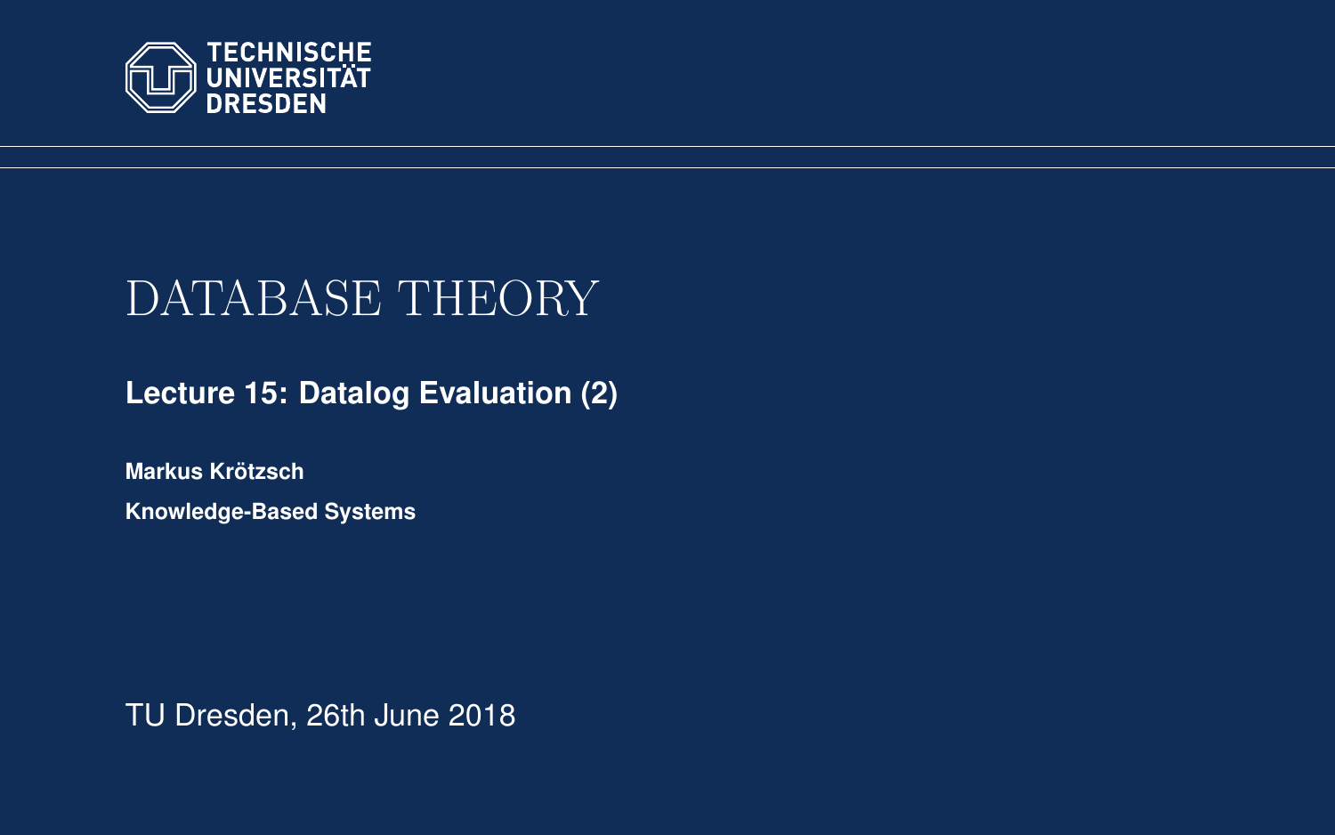TECHNISCHE UNIVERSITÄT DRESDEN

# DATABASE THEORY

**Lecture 15: Datalog Evaluation (2)**

**Markus Krötzsch**

**Knowledge-Based Systems**

TU Dresden, 26th June 2018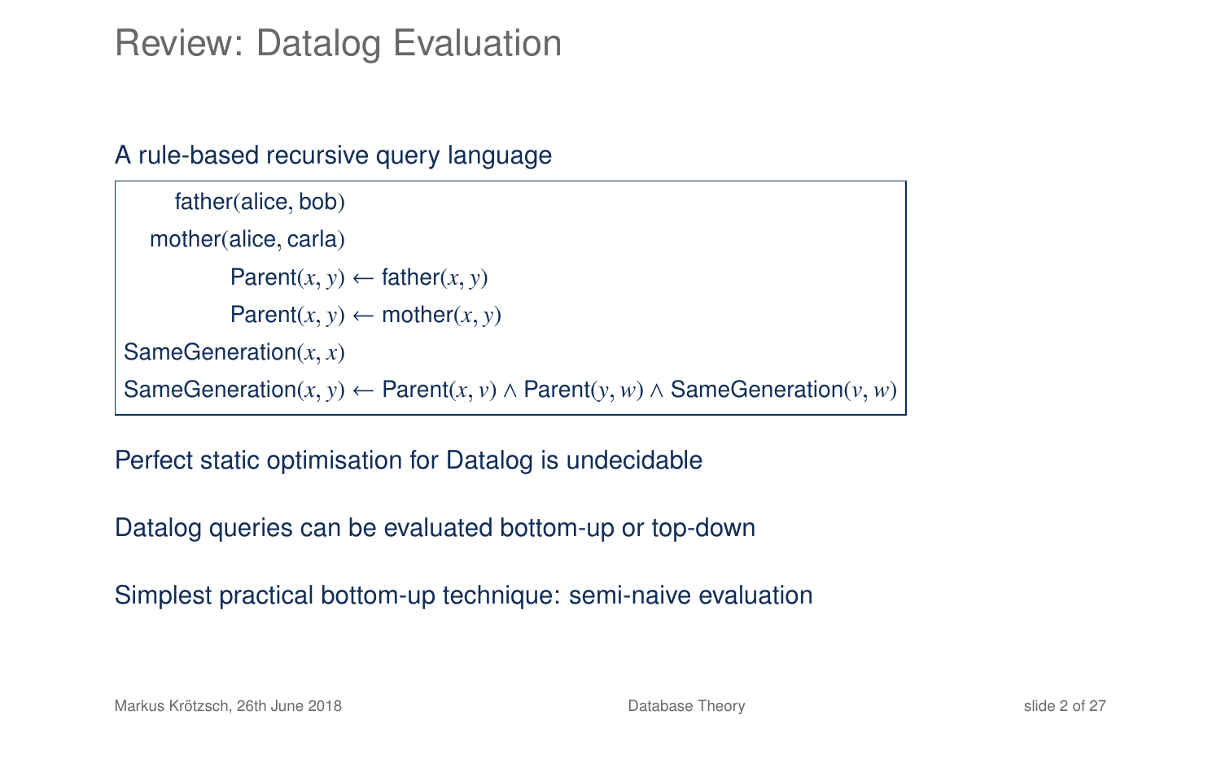# Review: Datalog Evaluation

A rule-based recursive query language

$$
\begin{aligned}
\text{father}(\text{alice}, \text{bob}) & \\
\text{mother}(\text{alice}, \text{carla}) & \\
\text{Parent}(x, y) & \leftarrow \text{father}(x, y) \\
\text{Parent}(x, y) & \leftarrow \text{mother}(x, y) \\
\text{SameGeneration}(x, x) & \\
\text{SameGeneration}(x, y) & \leftarrow \text{Parent}(x, v) \wedge \text{Parent}(y, w) \wedge \text{SameGeneration}(v, w)
\end{aligned}
$$

Perfect static optimisation for Datalog is undecidable

Datalog queries can be evaluated bottom-up or top-down

Simplest practical bottom-up technique: semi-naive evaluation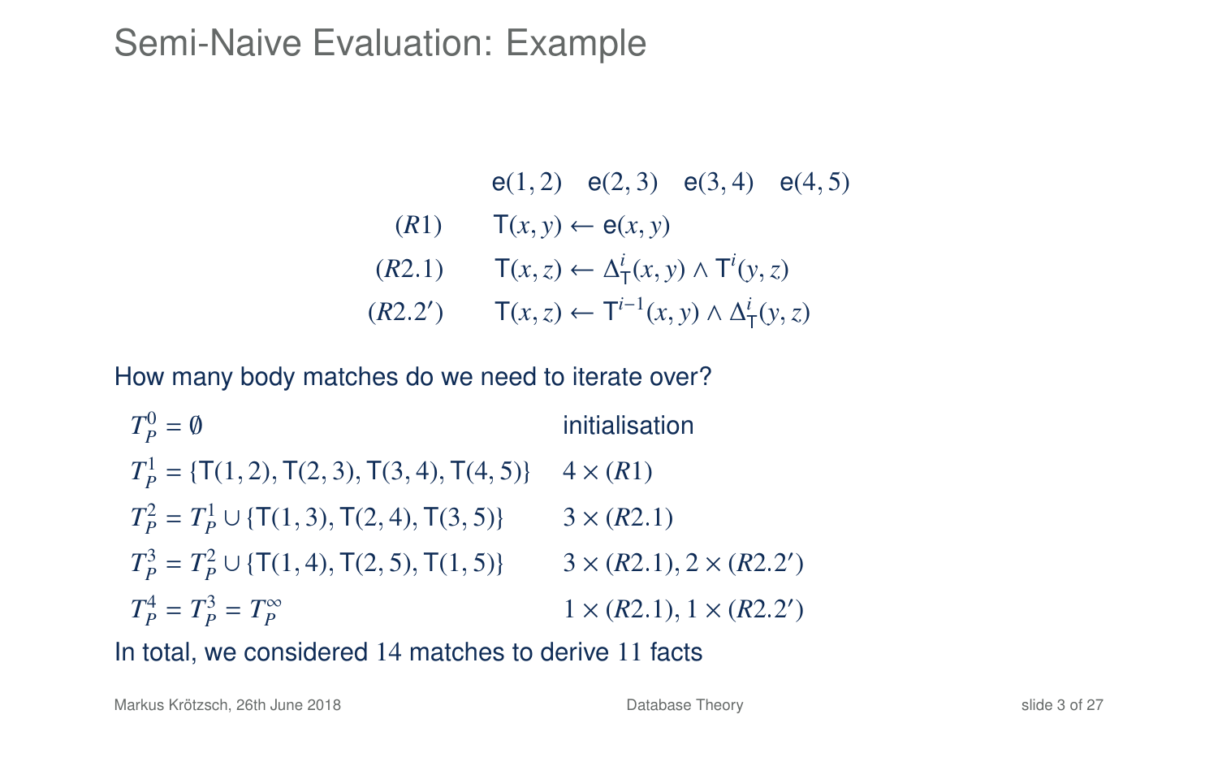# Semi-Naive Evaluation: Example

$$\mathsf{e}(1,2) \quad \mathsf{e}(2,3) \quad \mathsf{e}(3,4) \quad \mathsf{e}(4,5)$$

$$(R1) \qquad \mathsf{T}(x,y) \leftarrow \mathsf{e}(x,y)$$

$$(R2.1) \qquad \mathsf{T}(x,z) \leftarrow \Delta^i_{\mathsf{T}}(x,y) \wedge \mathsf{T}^i(y,z)$$

$$(R2.2') \qquad \mathsf{T}(x,z) \leftarrow \mathsf{T}^{i-1}(x,y) \wedge \Delta^i_{\mathsf{T}}(y,z)$$

How many body matches do we need to iterate over?

| | |
|---|---|
| $T_P^0 = \emptyset$ | initialisation |
| $T_P^1 = \{\mathsf{T}(1,2), \mathsf{T}(2,3), \mathsf{T}(3,4), \mathsf{T}(4,5)\}$ | $4 \times (R1)$ |
| $T_P^2 = T_P^1 \cup \{\mathsf{T}(1,3), \mathsf{T}(2,4), \mathsf{T}(3,5)\}$ | $3 \times (R2.1)$ |
| $T_P^3 = T_P^2 \cup \{\mathsf{T}(1,4), \mathsf{T}(2,5), \mathsf{T}(1,5)\}$ | $3 \times (R2.1), 2 \times (R2.2')$ |
| $T_P^4 = T_P^3 = T_P^\infty$ | $1 \times (R2.1), 1 \times (R2.2')$ |

In total, we considered 14 matches to derive 11 facts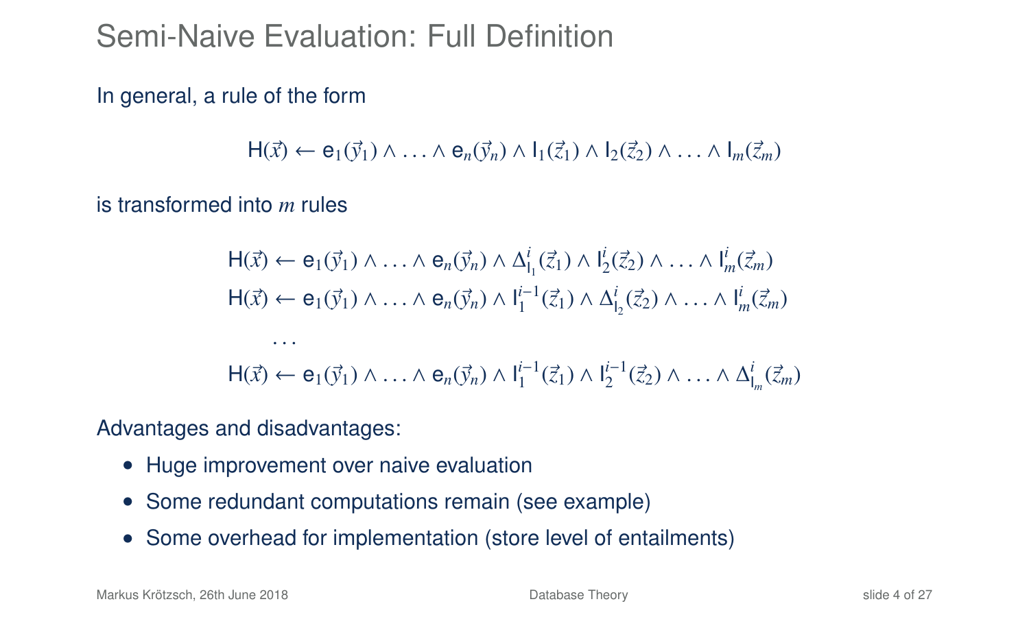# Semi-Naive Evaluation: Full Definition

In general, a rule of the form

$$\mathsf{H}(\vec{x}) \leftarrow \mathsf{e}_1(\vec{y}_1) \wedge \ldots \wedge \mathsf{e}_n(\vec{y}_n) \wedge \mathsf{I}_1(\vec{z}_1) \wedge \mathsf{I}_2(\vec{z}_2) \wedge \ldots \wedge \mathsf{I}_m(\vec{z}_m)$$

is transformed into $m$ rules

$$\begin{aligned}
\mathsf{H}(\vec{x}) &\leftarrow \mathsf{e}_1(\vec{y}_1) \wedge \ldots \wedge \mathsf{e}_n(\vec{y}_n) \wedge \Delta^i_{\mathsf{I}_1}(\vec{z}_1) \wedge \mathsf{I}^i_2(\vec{z}_2) \wedge \ldots \wedge \mathsf{I}^i_m(\vec{z}_m) \\
\mathsf{H}(\vec{x}) &\leftarrow \mathsf{e}_1(\vec{y}_1) \wedge \ldots \wedge \mathsf{e}_n(\vec{y}_n) \wedge \mathsf{I}^{i-1}_1(\vec{z}_1) \wedge \Delta^i_{\mathsf{I}_2}(\vec{z}_2) \wedge \ldots \wedge \mathsf{I}^i_m(\vec{z}_m) \\
&\ldots \\
\mathsf{H}(\vec{x}) &\leftarrow \mathsf{e}_1(\vec{y}_1) \wedge \ldots \wedge \mathsf{e}_n(\vec{y}_n) \wedge \mathsf{I}^{i-1}_1(\vec{z}_1) \wedge \mathsf{I}^{i-1}_2(\vec{z}_2) \wedge \ldots \wedge \Delta^i_{\mathsf{I}_m}(\vec{z}_m)
\end{aligned}$$

Advantages and disadvantages:

- Huge improvement over naive evaluation
- Some redundant computations remain (see example)
- Some overhead for implementation (store level of entailments)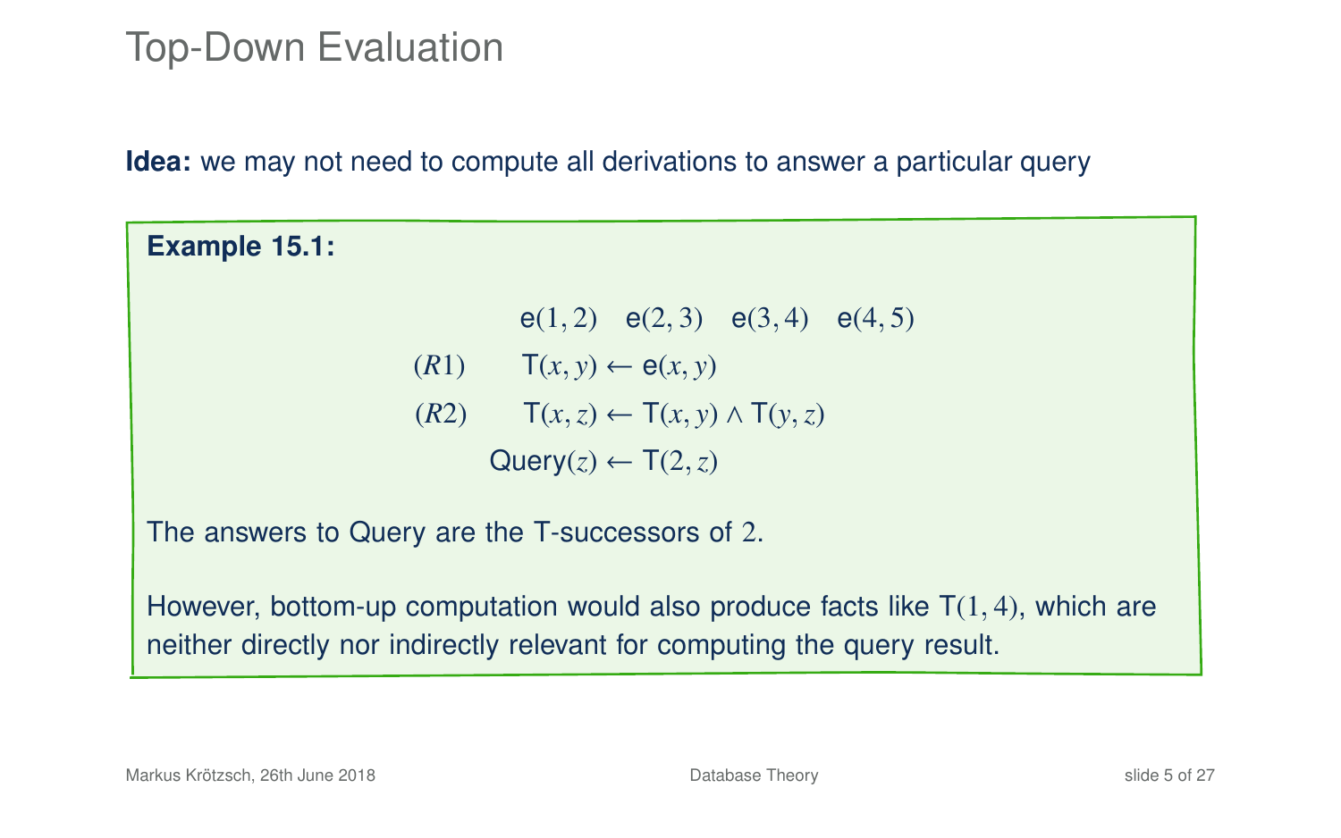# Top-Down Evaluation

**Idea:** we may not need to compute all derivations to answer a particular query

**Example 15.1:**

$$\mathsf{e}(1,2) \quad \mathsf{e}(2,3) \quad \mathsf{e}(3,4) \quad \mathsf{e}(4,5)$$

$$(R1) \qquad \mathsf{T}(x,y) \leftarrow \mathsf{e}(x,y)$$

$$(R2) \qquad \mathsf{T}(x,z) \leftarrow \mathsf{T}(x,y) \wedge \mathsf{T}(y,z)$$

$$\mathsf{Query}(z) \leftarrow \mathsf{T}(2,z)$$

The answers to Query are the T-successors of $2$.

However, bottom-up computation would also produce facts like $\mathsf{T}(1,4)$, which are neither directly nor indirectly relevant for computing the query result.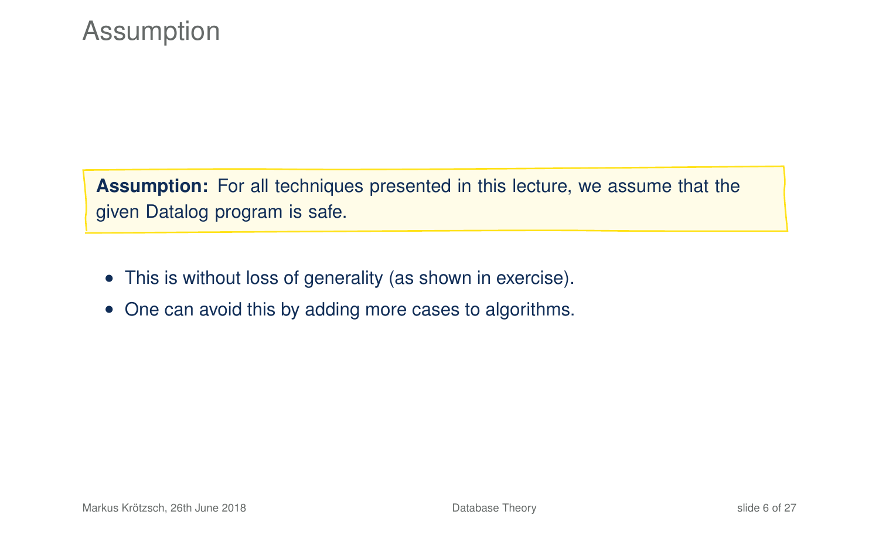# Assumption

**Assumption:** For all techniques presented in this lecture, we assume that the given Datalog program is safe.

- This is without loss of generality (as shown in exercise).
- One can avoid this by adding more cases to algorithms.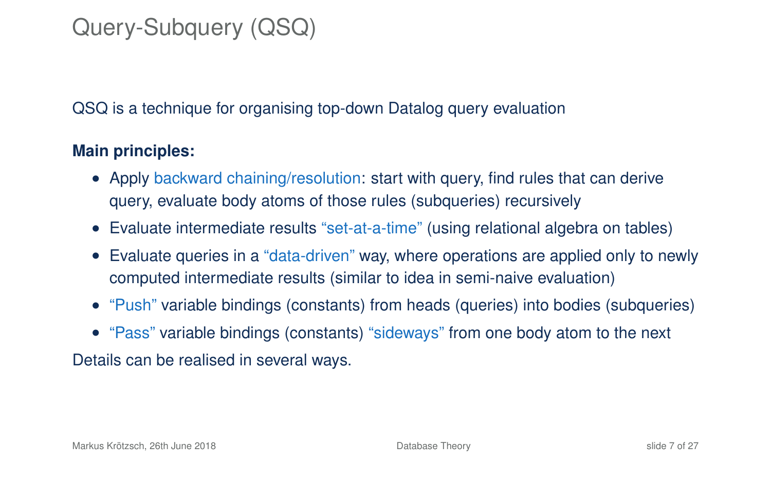# Query-Subquery (QSQ)

QSQ is a technique for organising top-down Datalog query evaluation

**Main principles:**

- Apply backward chaining/resolution: start with query, find rules that can derive query, evaluate body atoms of those rules (subqueries) recursively
- Evaluate intermediate results "set-at-a-time" (using relational algebra on tables)
- Evaluate queries in a "data-driven" way, where operations are applied only to newly computed intermediate results (similar to idea in semi-naive evaluation)
- "Push" variable bindings (constants) from heads (queries) into bodies (subqueries)
- "Pass" variable bindings (constants) "sideways" from one body atom to the next

Details can be realised in several ways.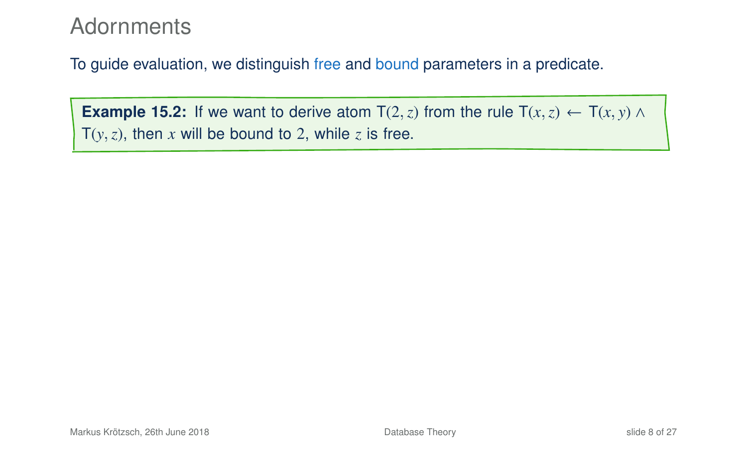# Adornments

To guide evaluation, we distinguish free and bound parameters in a predicate.

**Example 15.2:** If we want to derive atom $\mathsf{T}(2, z)$ from the rule $\mathsf{T}(x, z) \leftarrow \mathsf{T}(x, y) \wedge \mathsf{T}(y, z)$, then $x$ will be bound to $2$, while $z$ is free.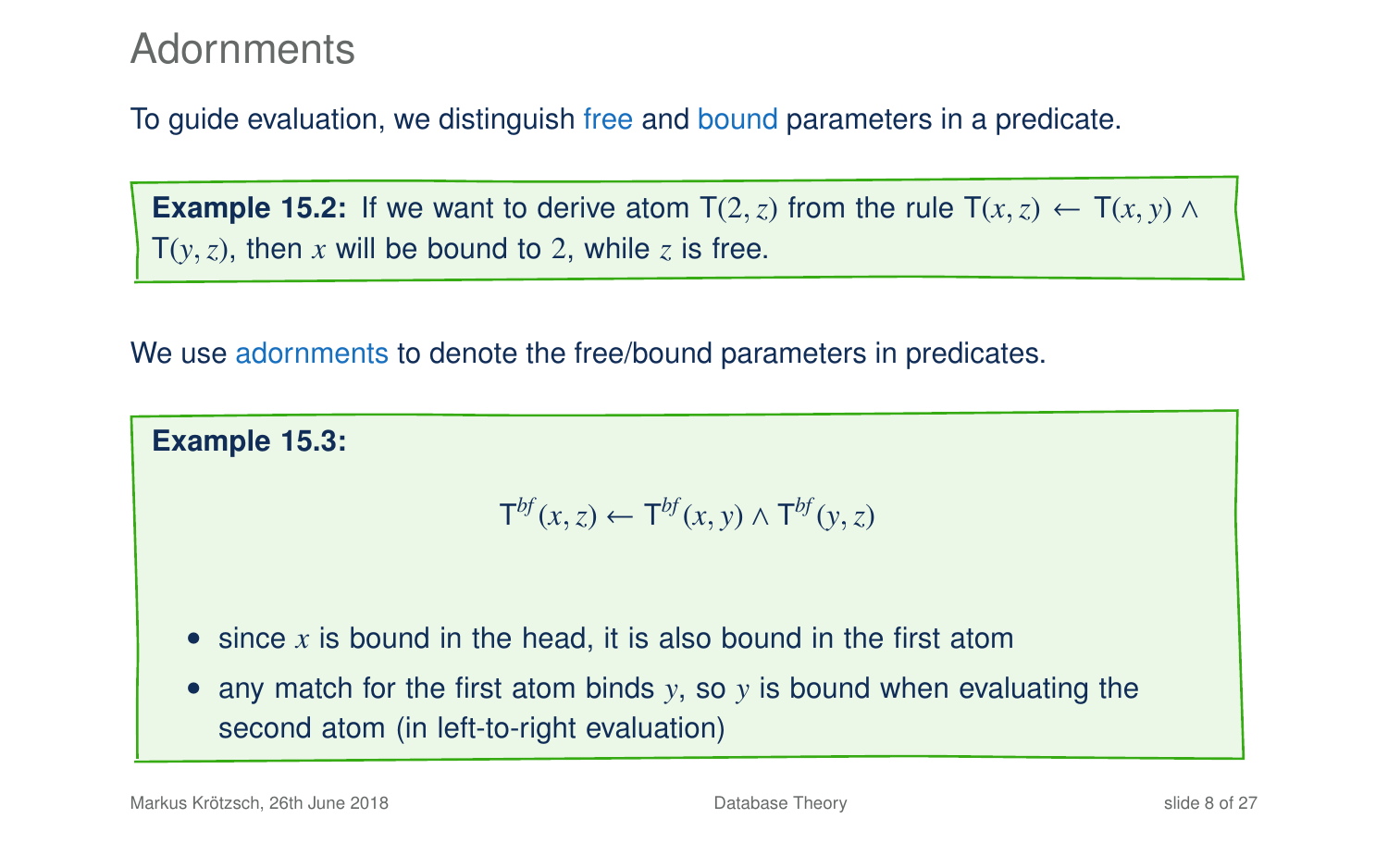# Adornments

To guide evaluation, we distinguish free and bound parameters in a predicate.

**Example 15.2:** If we want to derive atom $\mathsf{T}(2, z)$ from the rule $\mathsf{T}(x, z) \leftarrow \mathsf{T}(x, y) \wedge \mathsf{T}(y, z)$, then $x$ will be bound to $2$, while $z$ is free.

We use adornments to denote the free/bound parameters in predicates.

**Example 15.3:**

$$\mathsf{T}^{bf}(x, z) \leftarrow \mathsf{T}^{bf}(x, y) \wedge \mathsf{T}^{bf}(y, z)$$

- since $x$ is bound in the head, it is also bound in the first atom
- any match for the first atom binds $y$, so $y$ is bound when evaluating the second atom (in left-to-right evaluation)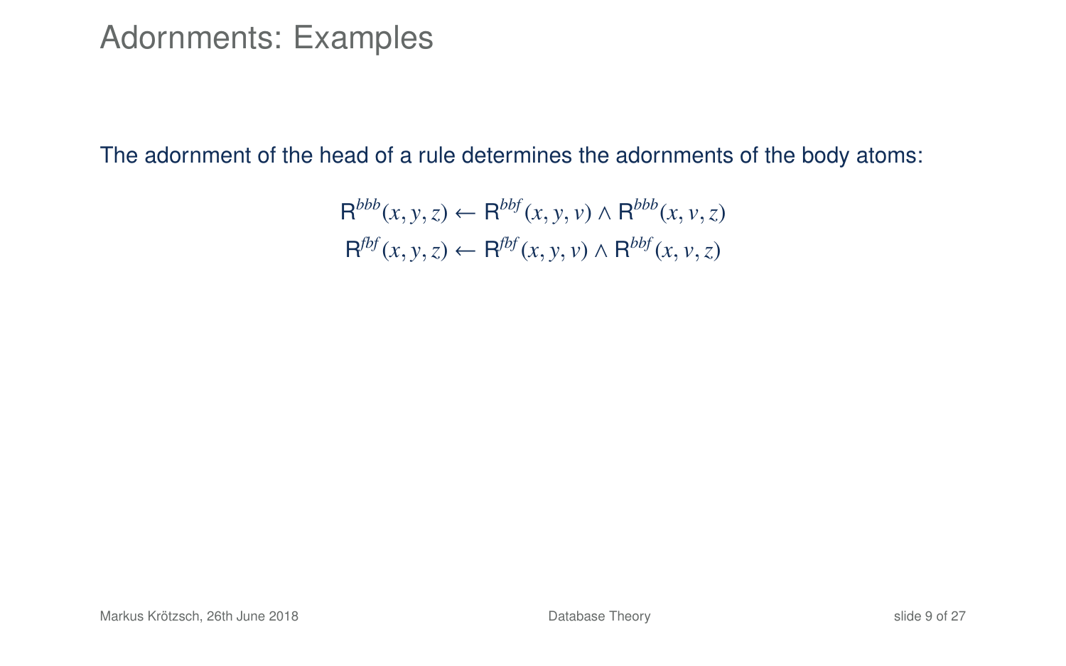# Adornments: Examples

The adornment of the head of a rule determines the adornments of the body atoms:

$$\mathsf{R}^{bbb}(x, y, z) \leftarrow \mathsf{R}^{bbf}(x, y, v) \wedge \mathsf{R}^{bbb}(x, v, z)$$
$$\mathsf{R}^{fbf}(x, y, z) \leftarrow \mathsf{R}^{fbf}(x, y, v) \wedge \mathsf{R}^{bbf}(x, v, z)$$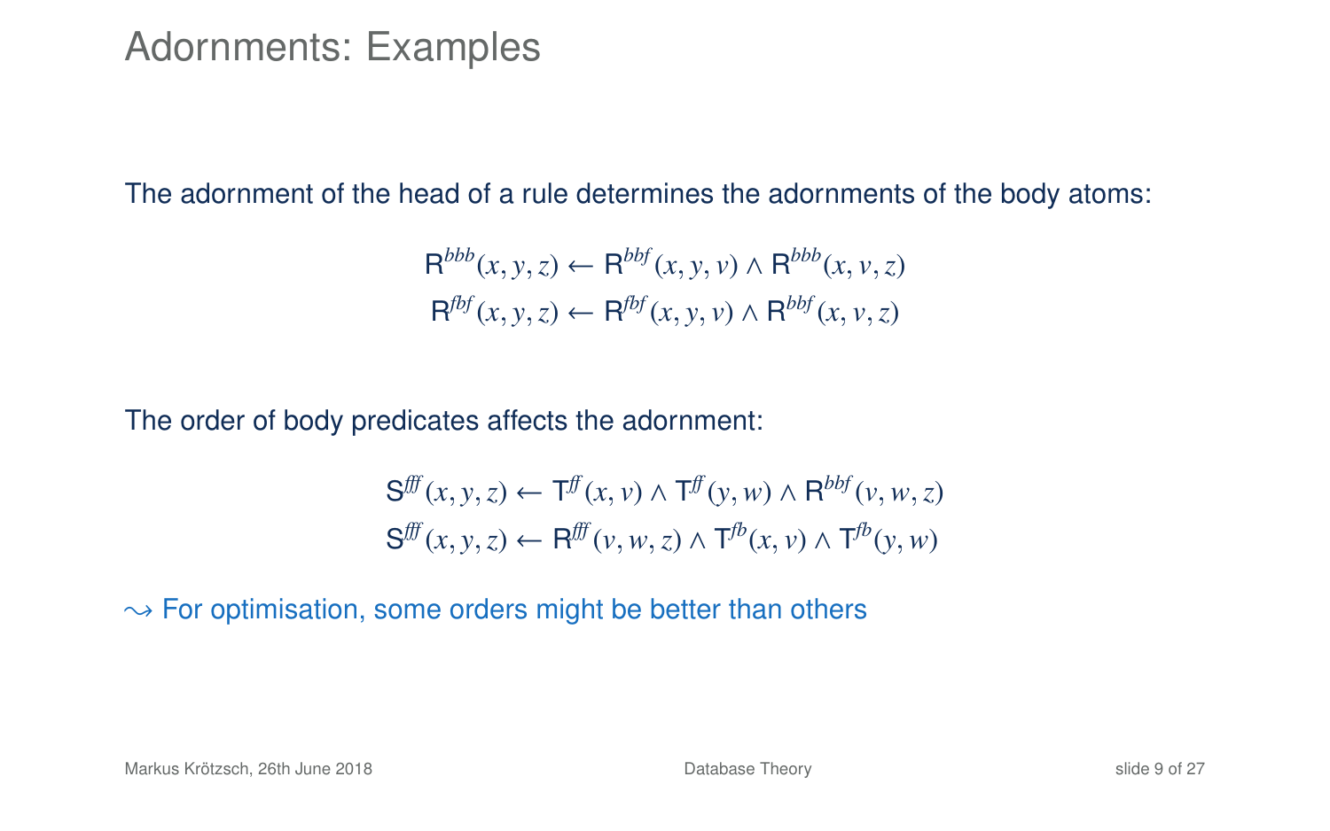# Adornments: Examples

The adornment of the head of a rule determines the adornments of the body atoms:

$$\mathsf{R}^{bbb}(x, y, z) \leftarrow \mathsf{R}^{bbf}(x, y, v) \wedge \mathsf{R}^{bbb}(x, v, z)$$
$$\mathsf{R}^{fbf}(x, y, z) \leftarrow \mathsf{R}^{fbf}(x, y, v) \wedge \mathsf{R}^{bbf}(x, v, z)$$

The order of body predicates affects the adornment:

$$\mathsf{S}^{fff}(x, y, z) \leftarrow \mathsf{T}^{ff}(x, v) \wedge \mathsf{T}^{ff}(y, w) \wedge \mathsf{R}^{bbf}(v, w, z)$$
$$\mathsf{S}^{fff}(x, y, z) \leftarrow \mathsf{R}^{fff}(v, w, z) \wedge \mathsf{T}^{fb}(x, v) \wedge \mathsf{T}^{fb}(y, w)$$

$\leadsto$ For optimisation, some orders might be better than others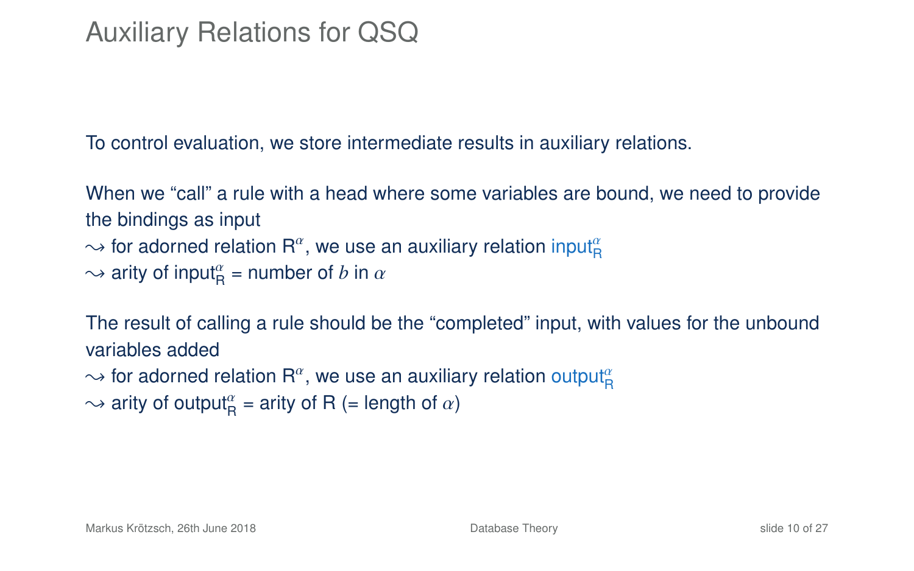# Auxiliary Relations for QSQ

To control evaluation, we store intermediate results in auxiliary relations.

When we "call" a rule with a head where some variables are bound, we need to provide the bindings as input

$\leadsto$ for adorned relation $\mathsf{R}^\alpha$, we use an auxiliary relation $\mathsf{input}_\mathsf{R}^\alpha$

$\leadsto$ arity of $\mathsf{input}_\mathsf{R}^\alpha$ = number of $b$ in $\alpha$

The result of calling a rule should be the "completed" input, with values for the unbound variables added

$\leadsto$ for adorned relation $\mathsf{R}^\alpha$, we use an auxiliary relation $\mathsf{output}_\mathsf{R}^\alpha$

$\leadsto$ arity of $\mathsf{output}_\mathsf{R}^\alpha$ = arity of R (= length of $\alpha$)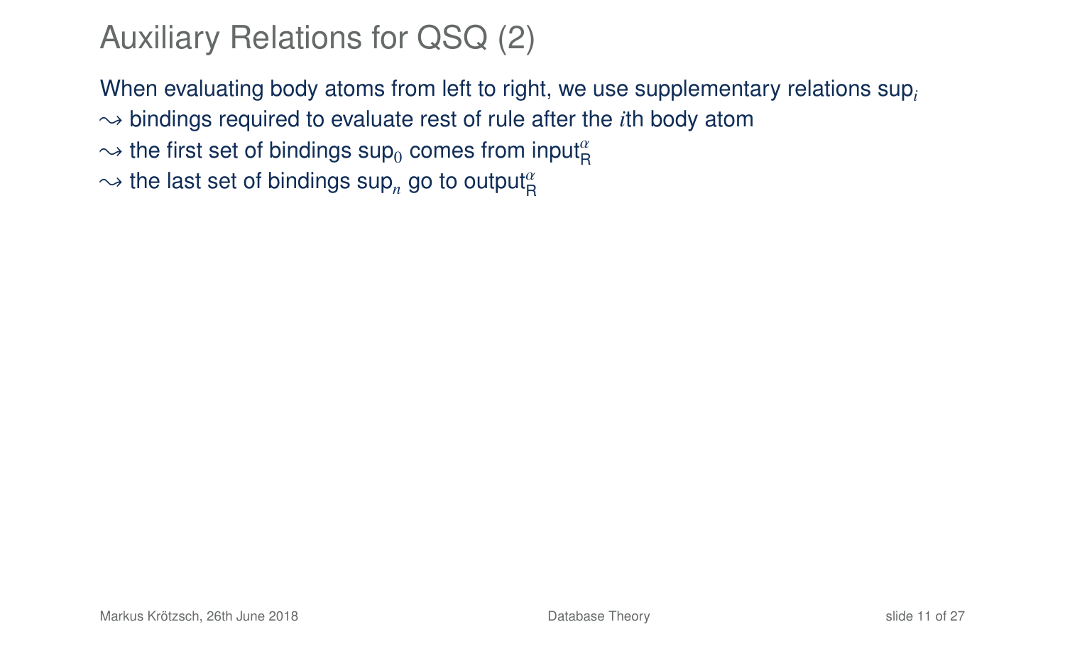# Auxiliary Relations for QSQ (2)

When evaluating body atoms from left to right, we use supplementary relations $\mathsf{sup}_i$

$\leadsto$ bindings required to evaluate rest of rule after the $i$th body atom

$\leadsto$ the first set of bindings $\mathsf{sup}_0$ comes from $\mathsf{input}^{\alpha}_{\mathsf{R}}$

$\leadsto$ the last set of bindings $\mathsf{sup}_n$ go to $\mathsf{output}^{\alpha}_{\mathsf{R}}$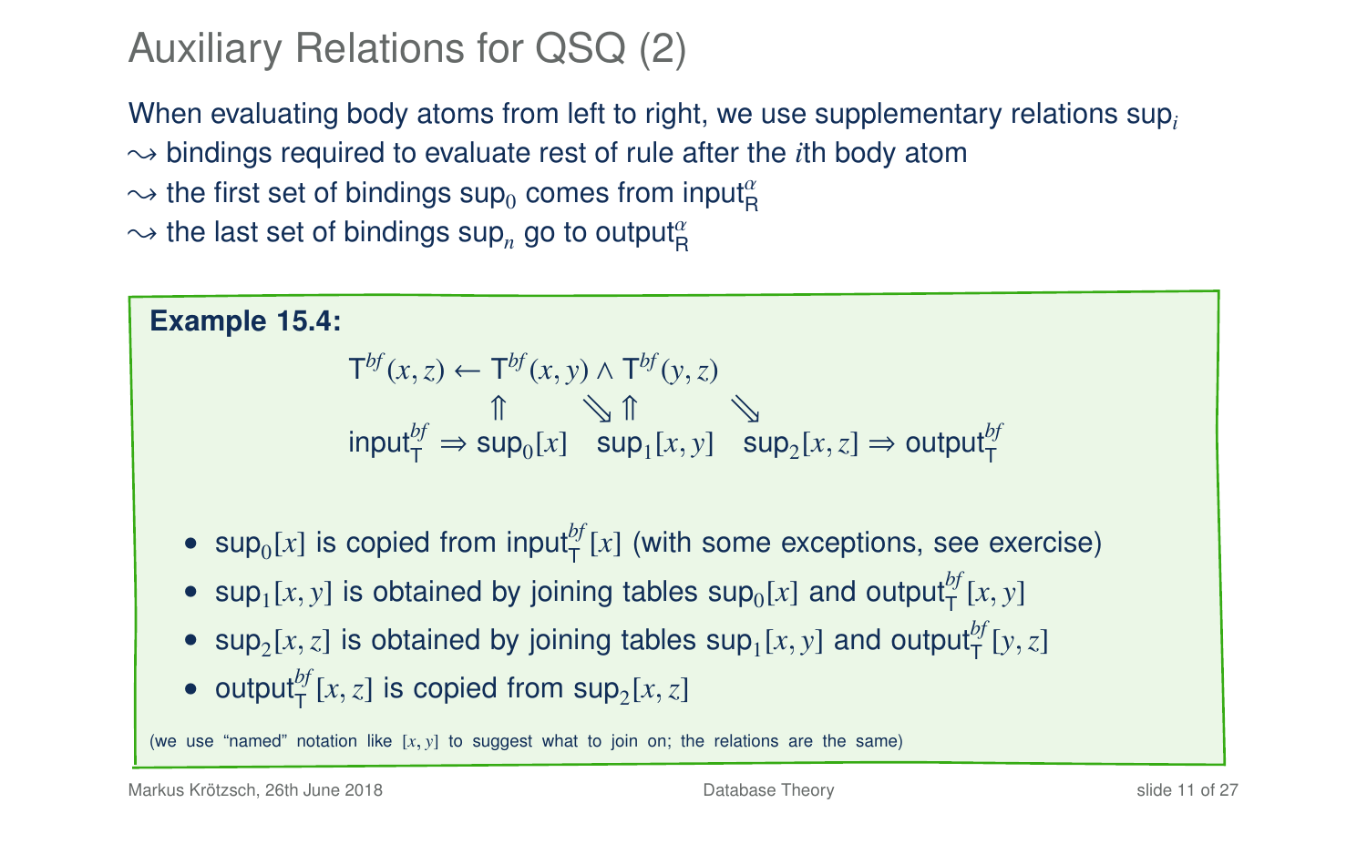# Auxiliary Relations for QSQ (2)

When evaluating body atoms from left to right, we use supplementary relations $\mathsf{sup}_i$

$\rightsquigarrow$ bindings required to evaluate rest of rule after the $i$th body atom

$\rightsquigarrow$ the first set of bindings $\mathsf{sup}_0$ comes from $\mathsf{input}^{\alpha}_{\mathsf{R}}$

$\rightsquigarrow$ the last set of bindings $\mathsf{sup}_n$ go to $\mathsf{output}^{\alpha}_{\mathsf{R}}$

**Example 15.4:**

$$\begin{array}{lcl} \mathsf{T}^{bf}(x,z) \leftarrow & \mathsf{T}^{bf}(x,y) \wedge & \mathsf{T}^{bf}(y,z) \\ & \Uparrow \quad\quad \searrow \Uparrow & \quad\quad \searrow \\ \mathsf{input}^{bf}_{\mathsf{T}} \Rightarrow \mathsf{sup}_0[x] & \mathsf{sup}_1[x,y] & \mathsf{sup}_2[x,z] \Rightarrow \mathsf{output}^{bf}_{\mathsf{T}} \end{array}$$

- $\mathsf{sup}_0[x]$ is copied from $\mathsf{input}^{bf}_{\mathsf{T}}[x]$ (with some exceptions, see exercise)
- $\mathsf{sup}_1[x,y]$ is obtained by joining tables $\mathsf{sup}_0[x]$ and $\mathsf{output}^{bf}_{\mathsf{T}}[x,y]$
- $\mathsf{sup}_2[x,z]$ is obtained by joining tables $\mathsf{sup}_1[x,y]$ and $\mathsf{output}^{bf}_{\mathsf{T}}[y,z]$
- $\mathsf{output}^{bf}_{\mathsf{T}}[x,z]$ is copied from $\mathsf{sup}_2[x,z]$

(we use "named" notation like $[x,y]$ to suggest what to join on; the relations are the same)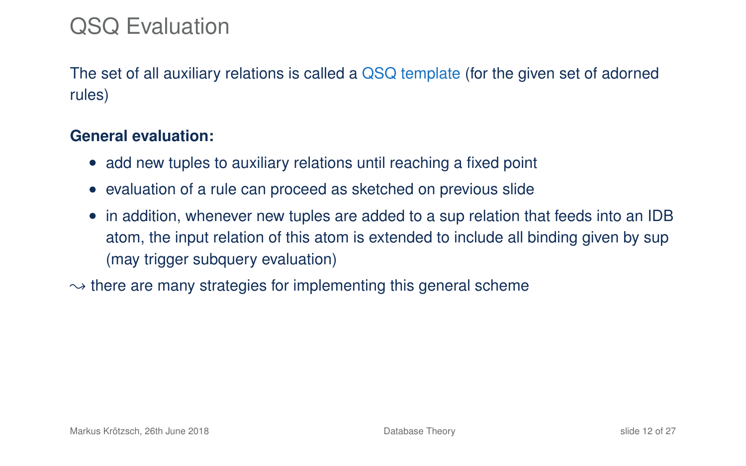# QSQ Evaluation

The set of all auxiliary relations is called a QSQ template (for the given set of adorned rules)

**General evaluation:**

- add new tuples to auxiliary relations until reaching a fixed point
- evaluation of a rule can proceed as sketched on previous slide
- in addition, whenever new tuples are added to a sup relation that feeds into an IDB atom, the input relation of this atom is extended to include all binding given by sup (may trigger subquery evaluation)

$\leadsto$ there are many strategies for implementing this general scheme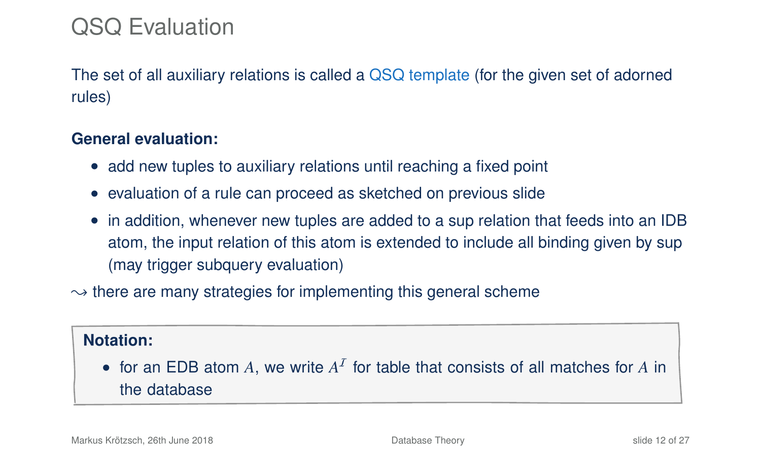# QSQ Evaluation

The set of all auxiliary relations is called a QSQ template (for the given set of adorned rules)

**General evaluation:**

- add new tuples to auxiliary relations until reaching a fixed point
- evaluation of a rule can proceed as sketched on previous slide
- in addition, whenever new tuples are added to a sup relation that feeds into an IDB atom, the input relation of this atom is extended to include all binding given by sup (may trigger subquery evaluation)

$\leadsto$ there are many strategies for implementing this general scheme

**Notation:**

- for an EDB atom $A$, we write $A^{\mathcal{I}}$ for table that consists of all matches for $A$ in the database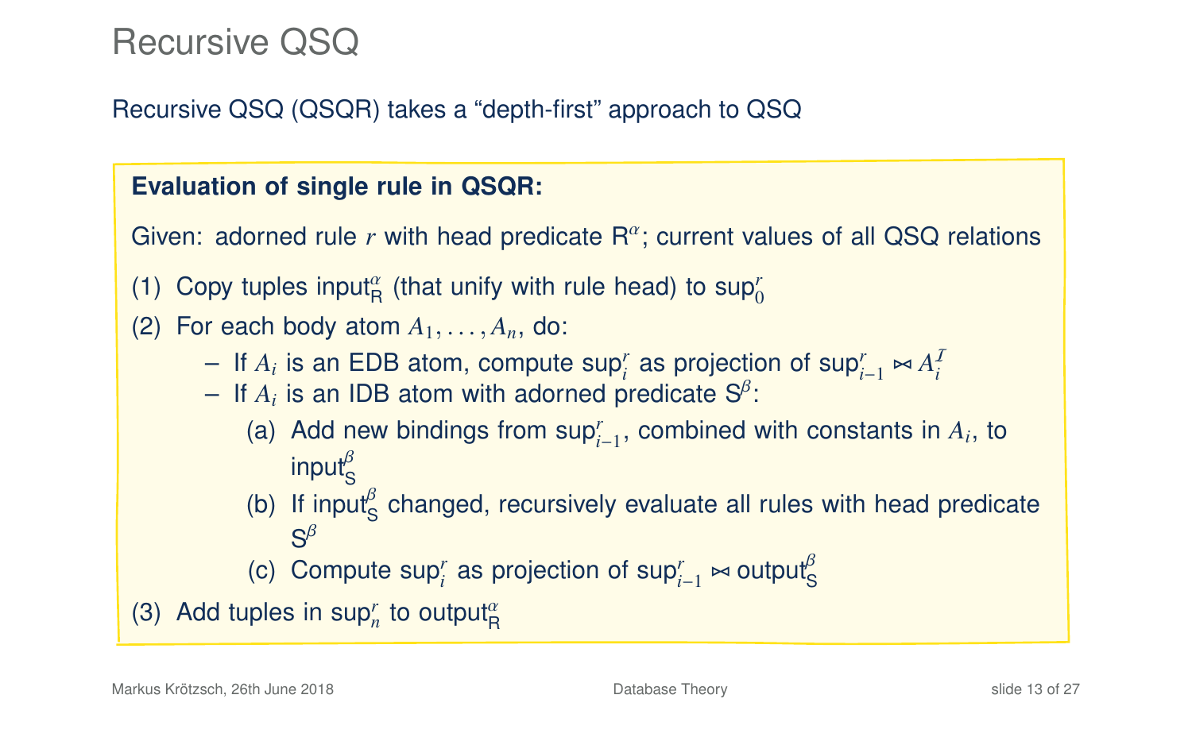# Recursive QSQ

Recursive QSQ (QSQR) takes a "depth-first" approach to QSQ

**Evaluation of single rule in QSQR:**

Given: adorned rule $r$ with head predicate $\mathsf{R}^{\alpha}$; current values of all QSQ relations

(1) Copy tuples $\mathsf{input}^{\alpha}_{\mathsf{R}}$ (that unify with rule head) to $\mathsf{sup}^{r}_{0}$

(2) For each body atom $A_1, \ldots, A_n$, do:
   - If $A_i$ is an EDB atom, compute $\mathsf{sup}^{r}_{i}$ as projection of $\mathsf{sup}^{r}_{i-1} \bowtie A_i^{\mathcal{I}}$
   - If $A_i$ is an IDB atom with adorned predicate $\mathsf{S}^{\beta}$:
     - (a) Add new bindings from $\mathsf{sup}^{r}_{i-1}$, combined with constants in $A_i$, to $\mathsf{input}^{\beta}_{\mathsf{S}}$
     - (b) If $\mathsf{input}^{\beta}_{\mathsf{S}}$ changed, recursively evaluate all rules with head predicate $\mathsf{S}^{\beta}$
     - (c) Compute $\mathsf{sup}^{r}_{i}$ as projection of $\mathsf{sup}^{r}_{i-1} \bowtie \mathsf{output}^{\beta}_{\mathsf{S}}$

(3) Add tuples in $\mathsf{sup}^{r}_{n}$ to $\mathsf{output}^{\alpha}_{\mathsf{R}}$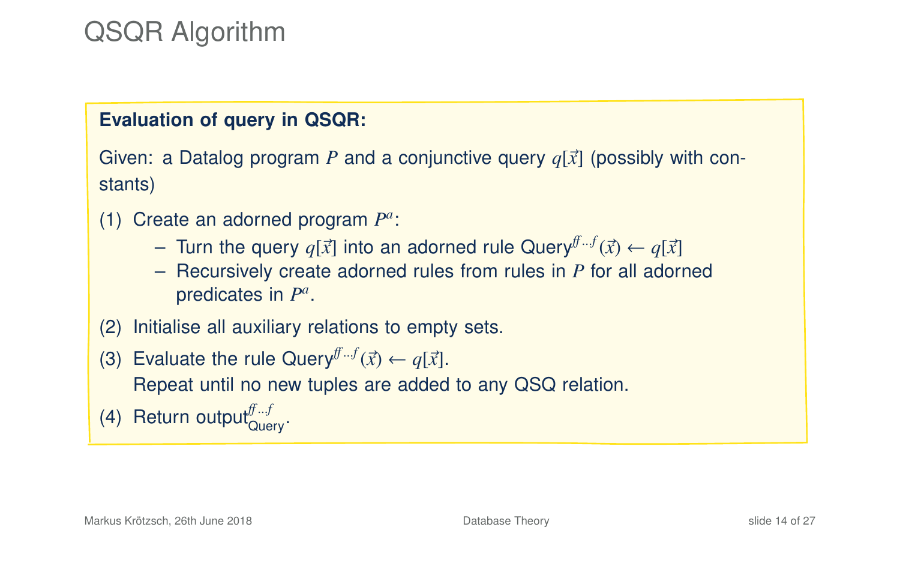# QSQR Algorithm

**Evaluation of query in QSQR:**

Given: a Datalog program $P$ and a conjunctive query $q[\vec{x}]$ (possibly with constants)

(1) Create an adorned program $P^a$:

- Turn the query $q[\vec{x}]$ into an adorned rule $\text{Query}^{ff\ldots f}(\vec{x}) \leftarrow q[\vec{x}]$
- Recursively create adorned rules from rules in $P$ for all adorned predicates in $P^a$.

(2) Initialise all auxiliary relations to empty sets.

(3) Evaluate the rule $\text{Query}^{ff\ldots f}(\vec{x}) \leftarrow q[\vec{x}]$.
Repeat until no new tuples are added to any QSQ relation.

(4) Return $\text{output}^{ff\ldots f}_{\text{Query}}$.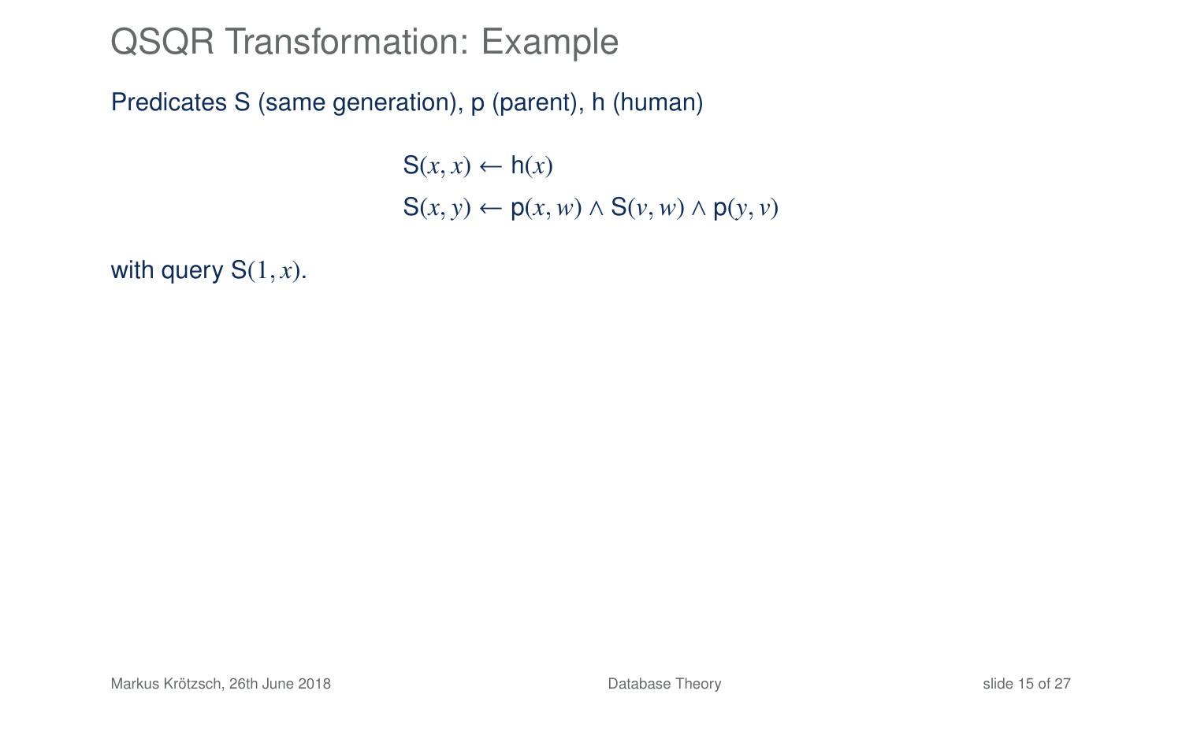# QSQR Transformation: Example

Predicates S (same generation), p (parent), h (human)

$$\mathsf{S}(x, x) \leftarrow \mathsf{h}(x)$$
$$\mathsf{S}(x, y) \leftarrow \mathsf{p}(x, w) \wedge \mathsf{S}(v, w) \wedge \mathsf{p}(y, v)$$

with query $\mathsf{S}(1, x)$.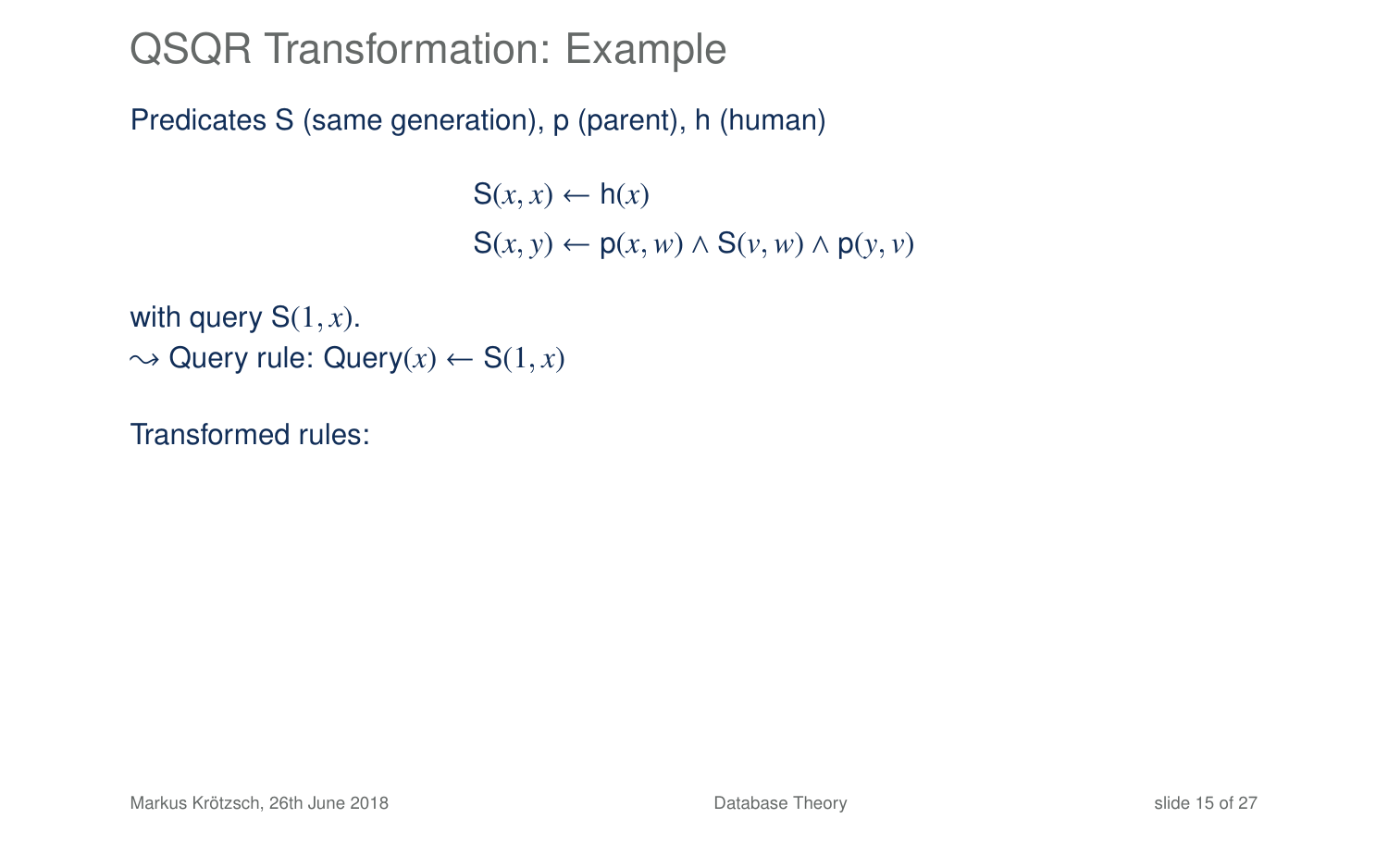# QSQR Transformation: Example

Predicates S (same generation), p (parent), h (human)

$$\mathsf{S}(x, x) \leftarrow \mathsf{h}(x)$$
$$\mathsf{S}(x, y) \leftarrow \mathsf{p}(x, w) \wedge \mathsf{S}(v, w) \wedge \mathsf{p}(y, v)$$

with query $\mathsf{S}(1, x)$.
$\leadsto$ Query rule: $\mathsf{Query}(x) \leftarrow \mathsf{S}(1, x)$

Transformed rules: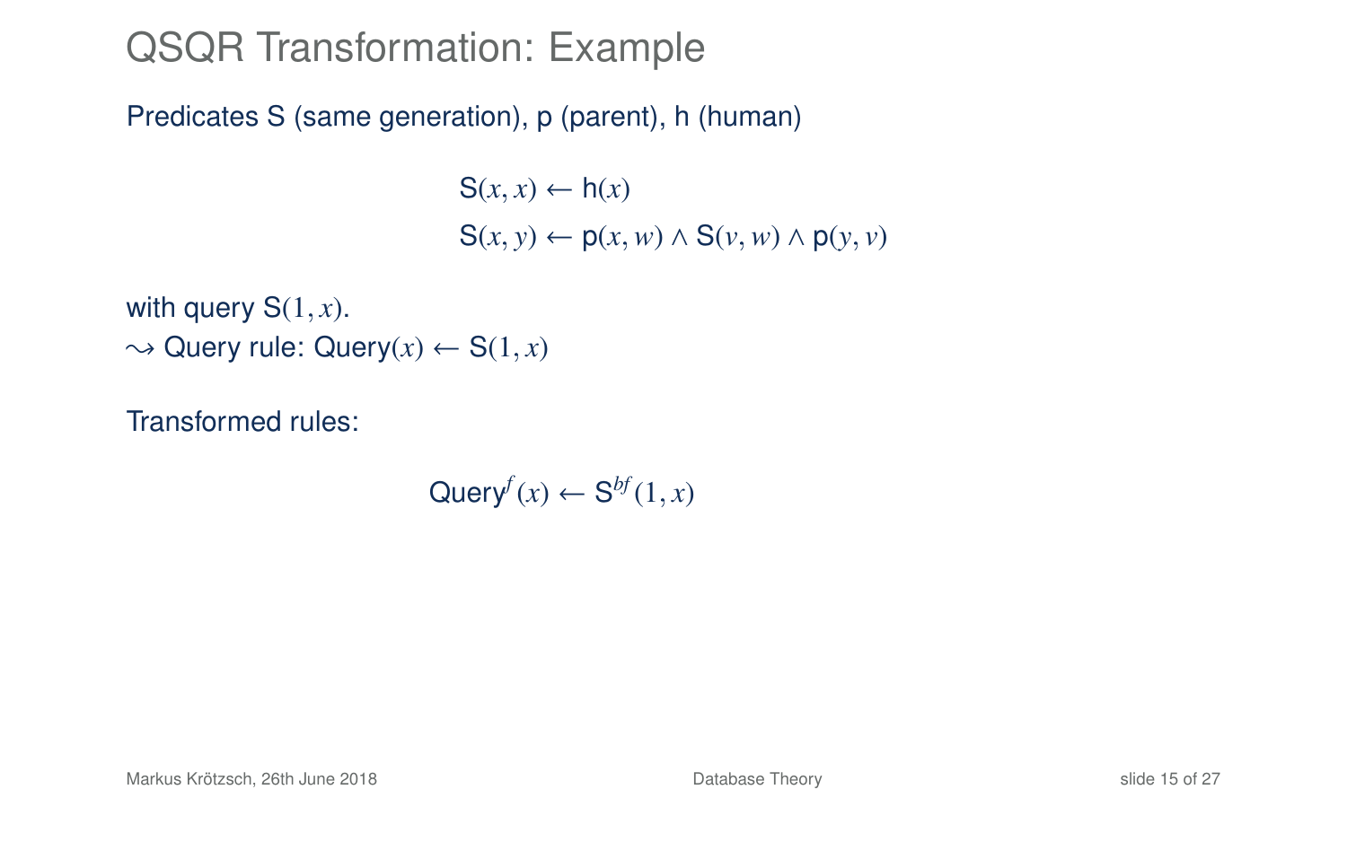# QSQR Transformation: Example

Predicates S (same generation), p (parent), h (human)

$$\mathsf{S}(x,x) \leftarrow \mathsf{h}(x)$$
$$\mathsf{S}(x,y) \leftarrow \mathsf{p}(x,w) \wedge \mathsf{S}(v,w) \wedge \mathsf{p}(y,v)$$

with query $\mathsf{S}(1,x)$.
$\leadsto$ Query rule: $\mathsf{Query}(x) \leftarrow \mathsf{S}(1,x)$

Transformed rules:

$$\mathsf{Query}^{f}(x) \leftarrow \mathsf{S}^{bf}(1,x)$$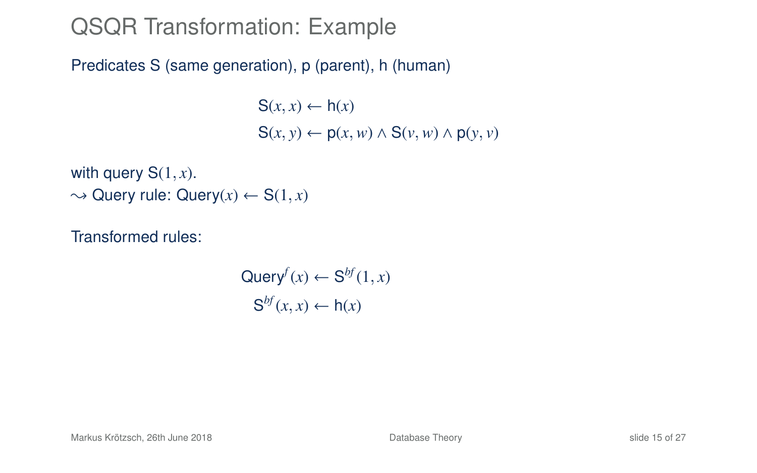# QSQR Transformation: Example

Predicates S (same generation), p (parent), h (human)

$$\mathsf{S}(x,x) \leftarrow \mathsf{h}(x)$$
$$\mathsf{S}(x,y) \leftarrow \mathsf{p}(x,w) \wedge \mathsf{S}(v,w) \wedge \mathsf{p}(y,v)$$

with query $\mathsf{S}(1,x)$.
$\leadsto$ Query rule: $\mathsf{Query}(x) \leftarrow \mathsf{S}(1,x)$

Transformed rules:

$$\mathsf{Query}^{f}(x) \leftarrow \mathsf{S}^{bf}(1,x)$$
$$\mathsf{S}^{bf}(x,x) \leftarrow \mathsf{h}(x)$$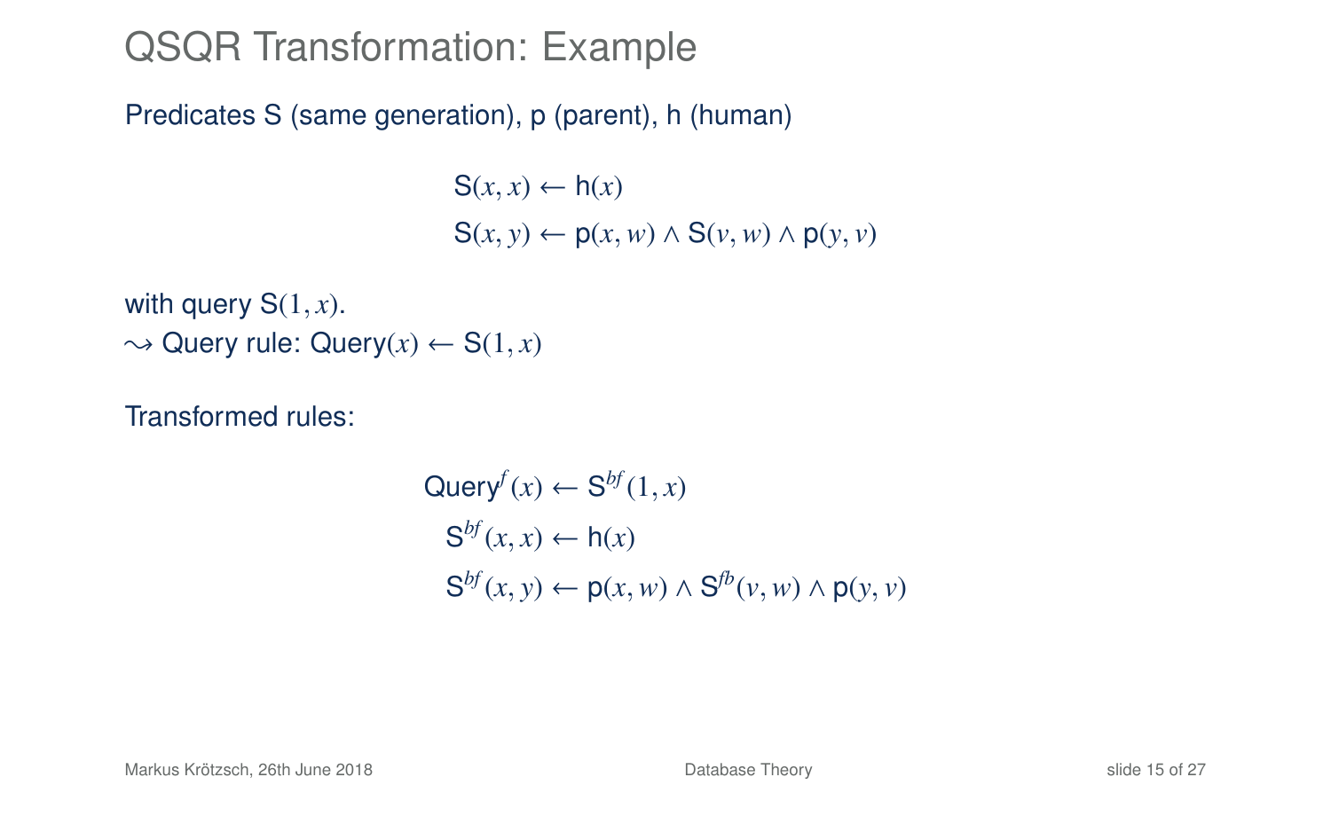# QSQR Transformation: Example

Predicates S (same generation), p (parent), h (human)

$$\mathsf{S}(x,x) \leftarrow \mathsf{h}(x)$$
$$\mathsf{S}(x,y) \leftarrow \mathsf{p}(x,w) \wedge \mathsf{S}(v,w) \wedge \mathsf{p}(y,v)$$

with query $\mathsf{S}(1,x)$.
$\rightsquigarrow$ Query rule: $\mathsf{Query}(x) \leftarrow \mathsf{S}(1,x)$

Transformed rules:

$$\mathsf{Query}^{f}(x) \leftarrow \mathsf{S}^{bf}(1,x)$$
$$\mathsf{S}^{bf}(x,x) \leftarrow \mathsf{h}(x)$$
$$\mathsf{S}^{bf}(x,y) \leftarrow \mathsf{p}(x,w) \wedge \mathsf{S}^{fb}(v,w) \wedge \mathsf{p}(y,v)$$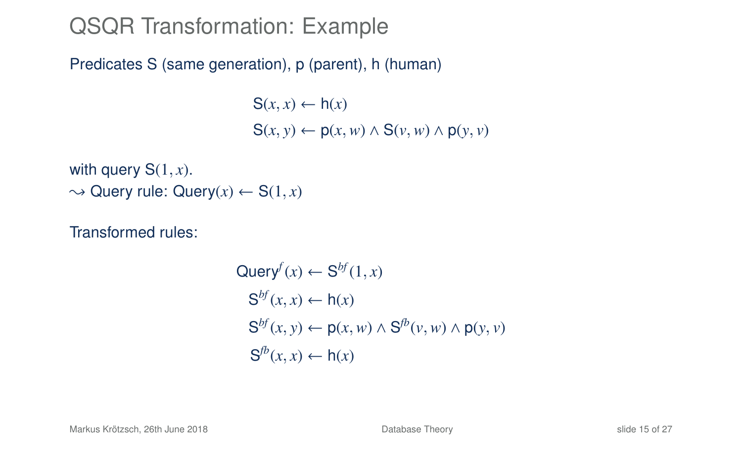# QSQR Transformation: Example

Predicates S (same generation), p (parent), h (human)

$$\mathsf{S}(x,x) \leftarrow \mathsf{h}(x)$$
$$\mathsf{S}(x,y) \leftarrow \mathsf{p}(x,w) \wedge \mathsf{S}(v,w) \wedge \mathsf{p}(y,v)$$

with query $\mathsf{S}(1,x)$.
$\rightsquigarrow$ Query rule: $\mathsf{Query}(x) \leftarrow \mathsf{S}(1,x)$

Transformed rules:

$$\mathsf{Query}^{f}(x) \leftarrow \mathsf{S}^{bf}(1,x)$$
$$\mathsf{S}^{bf}(x,x) \leftarrow \mathsf{h}(x)$$
$$\mathsf{S}^{bf}(x,y) \leftarrow \mathsf{p}(x,w) \wedge \mathsf{S}^{fb}(v,w) \wedge \mathsf{p}(y,v)$$
$$\mathsf{S}^{fb}(x,x) \leftarrow \mathsf{h}(x)$$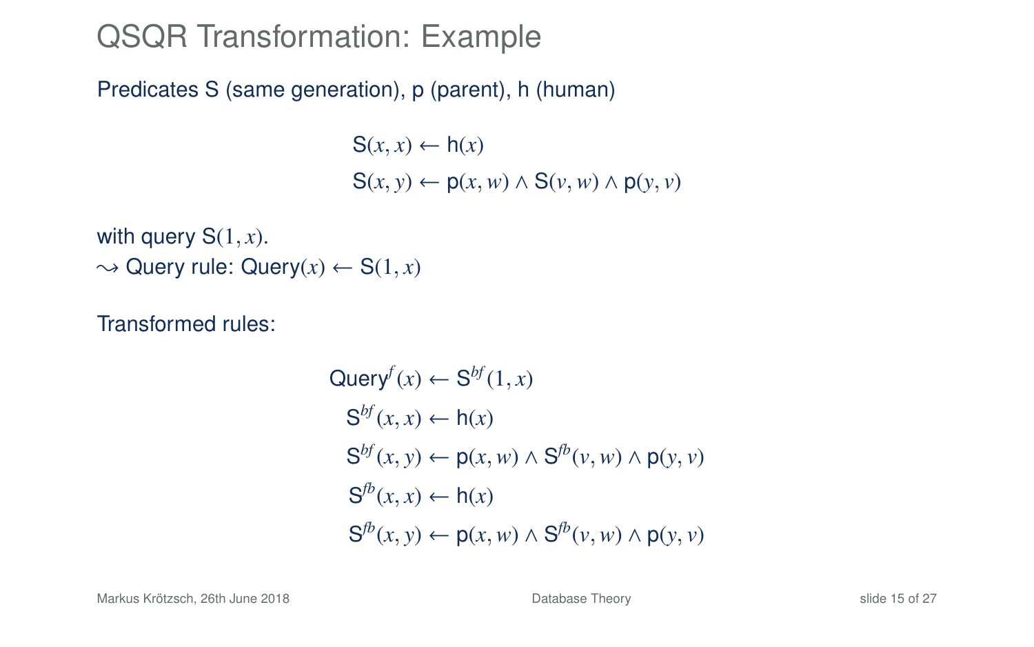# QSQR Transformation: Example

Predicates S (same generation), p (parent), h (human)

$$\mathsf{S}(x, x) \leftarrow \mathsf{h}(x)$$
$$\mathsf{S}(x, y) \leftarrow \mathsf{p}(x, w) \wedge \mathsf{S}(v, w) \wedge \mathsf{p}(y, v)$$

with query $\mathsf{S}(1, x)$.
$\rightsquigarrow$ Query rule: $\mathsf{Query}(x) \leftarrow \mathsf{S}(1, x)$

Transformed rules:

$$\mathsf{Query}^{f}(x) \leftarrow \mathsf{S}^{bf}(1, x)$$
$$\mathsf{S}^{bf}(x, x) \leftarrow \mathsf{h}(x)$$
$$\mathsf{S}^{bf}(x, y) \leftarrow \mathsf{p}(x, w) \wedge \mathsf{S}^{fb}(v, w) \wedge \mathsf{p}(y, v)$$
$$\mathsf{S}^{fb}(x, x) \leftarrow \mathsf{h}(x)$$
$$\mathsf{S}^{fb}(x, y) \leftarrow \mathsf{p}(x, w) \wedge \mathsf{S}^{fb}(v, w) \wedge \mathsf{p}(y, v)$$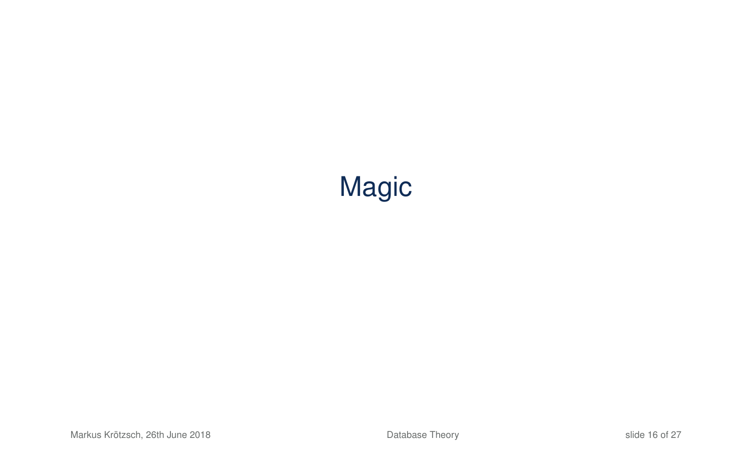# Magic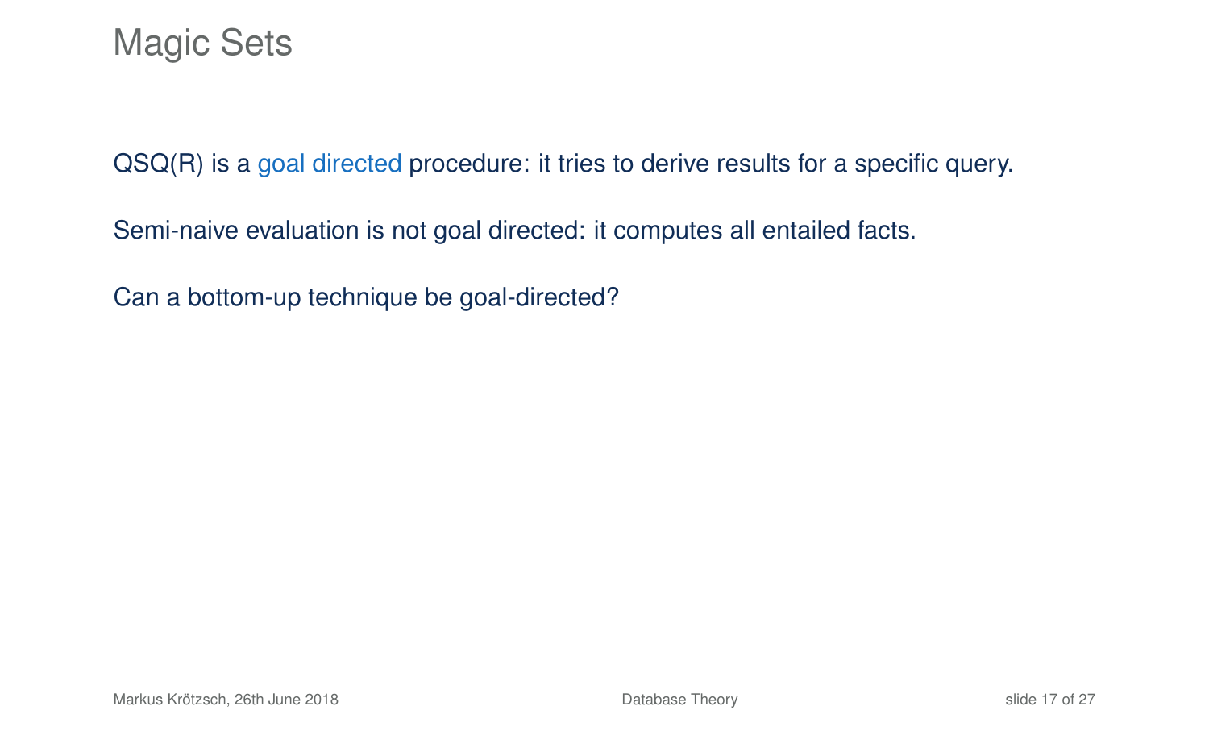# Magic Sets

QSQ(R) is a goal directed procedure: it tries to derive results for a specific query.

Semi-naive evaluation is not goal directed: it computes all entailed facts.

Can a bottom-up technique be goal-directed?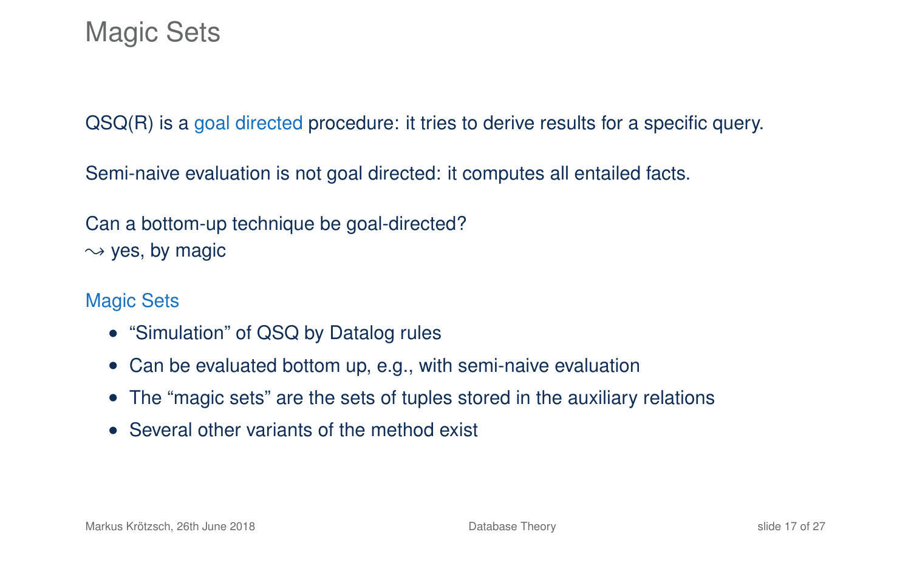# Magic Sets

QSQ(R) is a goal directed procedure: it tries to derive results for a specific query.

Semi-naive evaluation is not goal directed: it computes all entailed facts.

Can a bottom-up technique be goal-directed?
$\leadsto$ yes, by magic

## Magic Sets

- "Simulation" of QSQ by Datalog rules
- Can be evaluated bottom up, e.g., with semi-naive evaluation
- The "magic sets" are the sets of tuples stored in the auxiliary relations
- Several other variants of the method exist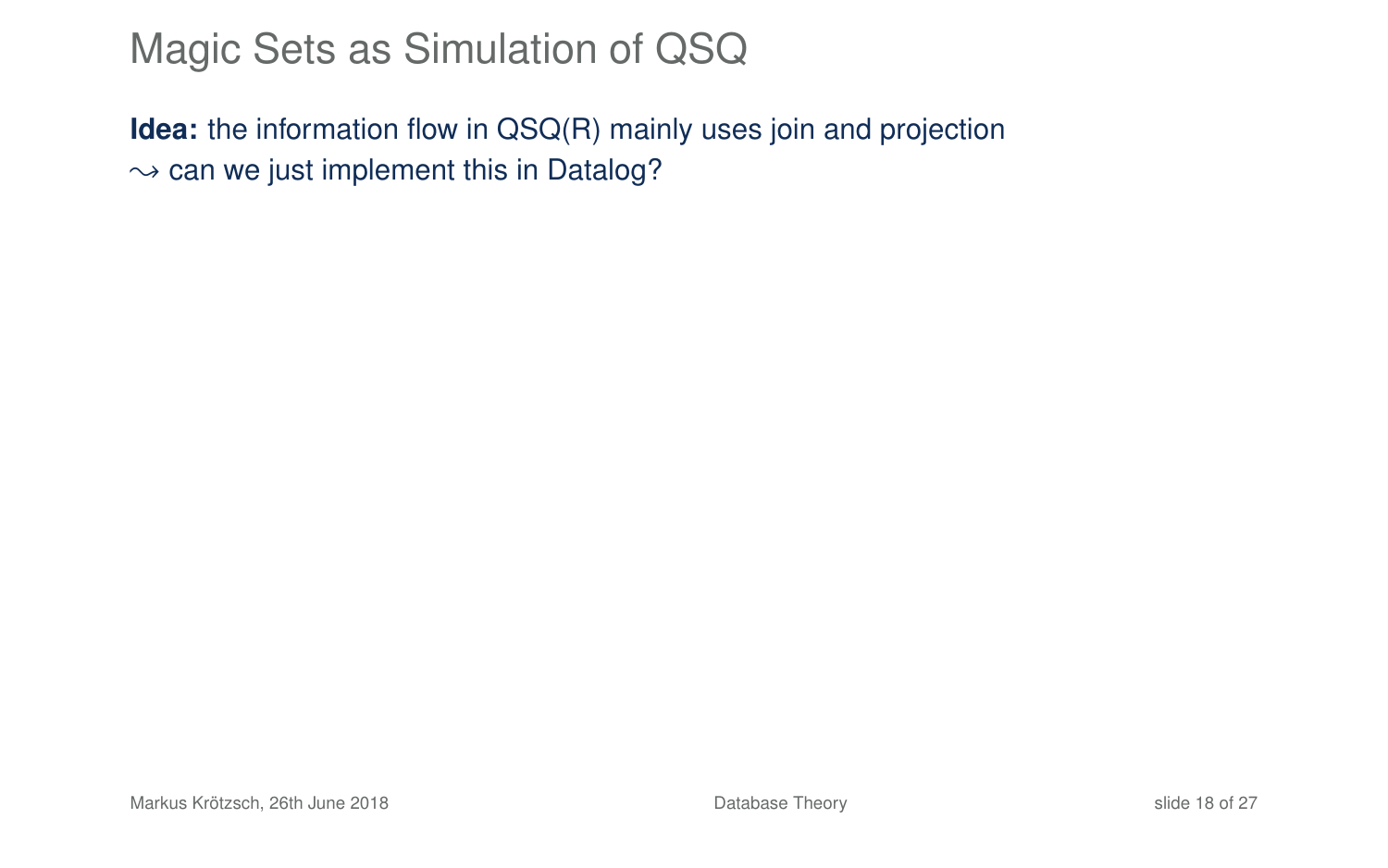# Magic Sets as Simulation of QSQ

**Idea:** the information flow in QSQ(R) mainly uses join and projection
$\leadsto$ can we just implement this in Datalog?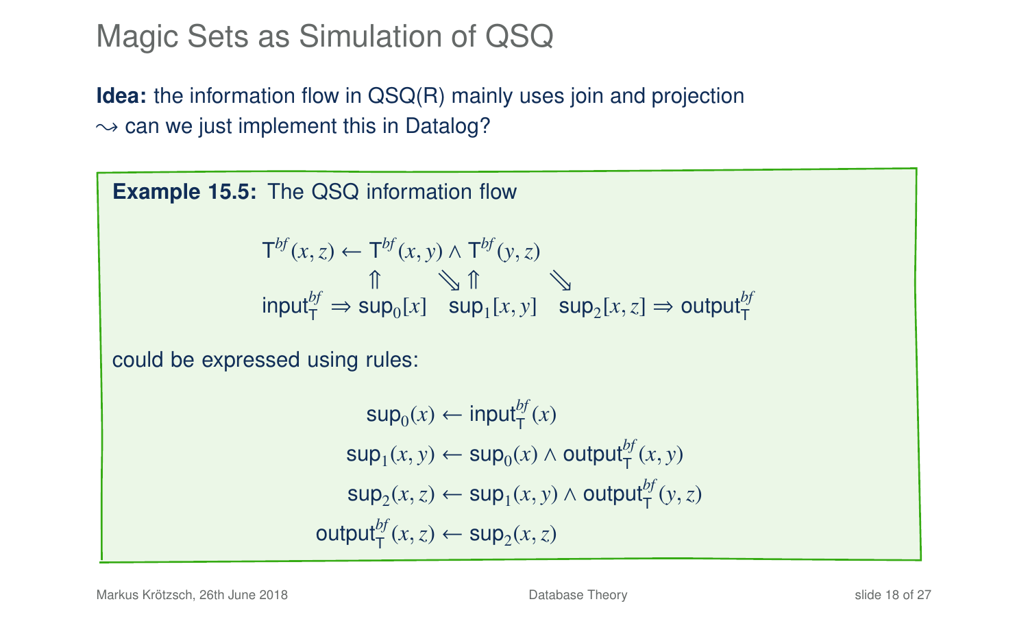# Magic Sets as Simulation of QSQ

**Idea:** the information flow in QSQ(R) mainly uses join and projection
$\leadsto$ can we just implement this in Datalog?

**Example 15.5:** The QSQ information flow

$$
\begin{array}{ccccc}
 & \mathsf{T}^{bf}(x,z) \leftarrow & \mathsf{T}^{bf}(x,y) & \wedge\ \mathsf{T}^{bf}(y,z) & \\
 & & \Uparrow & \searrow\ \Uparrow & \searrow \\
\mathsf{input}^{bf}_{\mathsf{T}} \Rightarrow & & \mathsf{sup}_0[x] & \mathsf{sup}_1[x,y] & \mathsf{sup}_2[x,z] \Rightarrow \mathsf{output}^{bf}_{\mathsf{T}}
\end{array}
$$

could be expressed using rules:

$$
\begin{aligned}
\mathsf{sup}_0(x) &\leftarrow \mathsf{input}^{bf}_{\mathsf{T}}(x) \\
\mathsf{sup}_1(x,y) &\leftarrow \mathsf{sup}_0(x) \wedge \mathsf{output}^{bf}_{\mathsf{T}}(x,y) \\
\mathsf{sup}_2(x,z) &\leftarrow \mathsf{sup}_1(x,y) \wedge \mathsf{output}^{bf}_{\mathsf{T}}(y,z) \\
\mathsf{output}^{bf}_{\mathsf{T}}(x,z) &\leftarrow \mathsf{sup}_2(x,z)
\end{aligned}
$$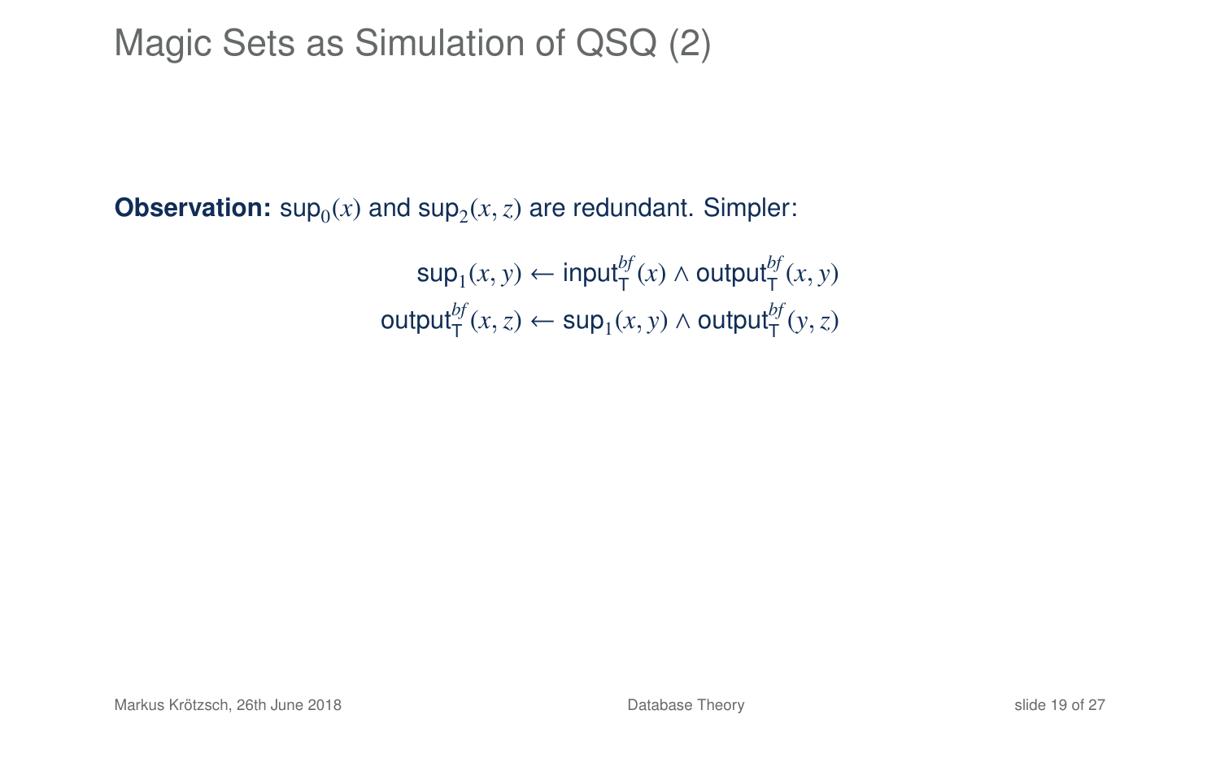# Magic Sets as Simulation of QSQ (2)

**Observation:** $\mathsf{sup}_0(x)$ and $\mathsf{sup}_2(x, z)$ are redundant. Simpler:

$$
\begin{aligned}
\mathsf{sup}_1(x, y) &\leftarrow \mathsf{input}^{bf}_{\mathsf{T}}(x) \wedge \mathsf{output}^{bf}_{\mathsf{T}}(x, y) \\
\mathsf{output}^{bf}_{\mathsf{T}}(x, z) &\leftarrow \mathsf{sup}_1(x, y) \wedge \mathsf{output}^{bf}_{\mathsf{T}}(y, z)
\end{aligned}
$$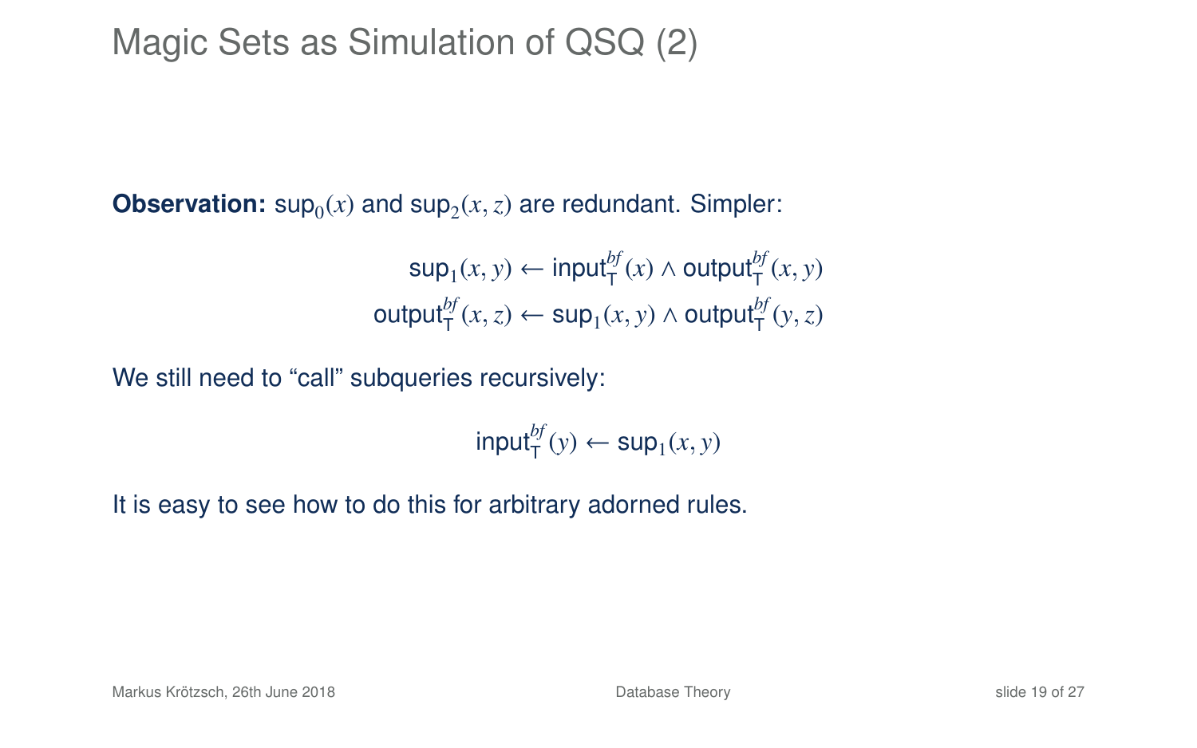# Magic Sets as Simulation of QSQ (2)

**Observation:** $\mathsf{sup}_0(x)$ and $\mathsf{sup}_2(x, z)$ are redundant. Simpler:

$$\mathsf{sup}_1(x, y) \leftarrow \mathsf{input}^{bf}_{\mathsf{T}}(x) \wedge \mathsf{output}^{bf}_{\mathsf{T}}(x, y)$$
$$\mathsf{output}^{bf}_{\mathsf{T}}(x, z) \leftarrow \mathsf{sup}_1(x, y) \wedge \mathsf{output}^{bf}_{\mathsf{T}}(y, z)$$

We still need to "call" subqueries recursively:

$$\mathsf{input}^{bf}_{\mathsf{T}}(y) \leftarrow \mathsf{sup}_1(x, y)$$

It is easy to see how to do this for arbitrary adorned rules.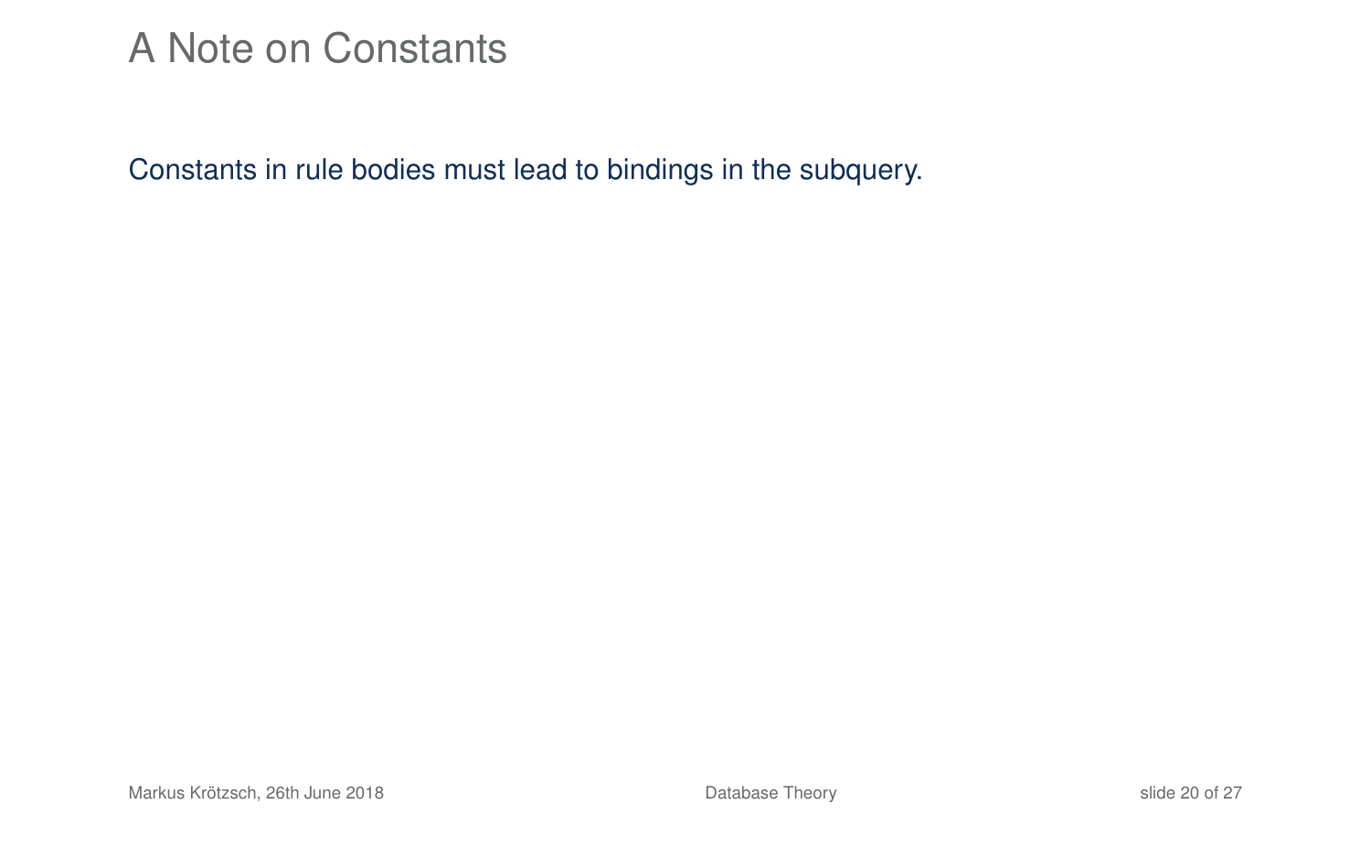# A Note on Constants

Constants in rule bodies must lead to bindings in the subquery.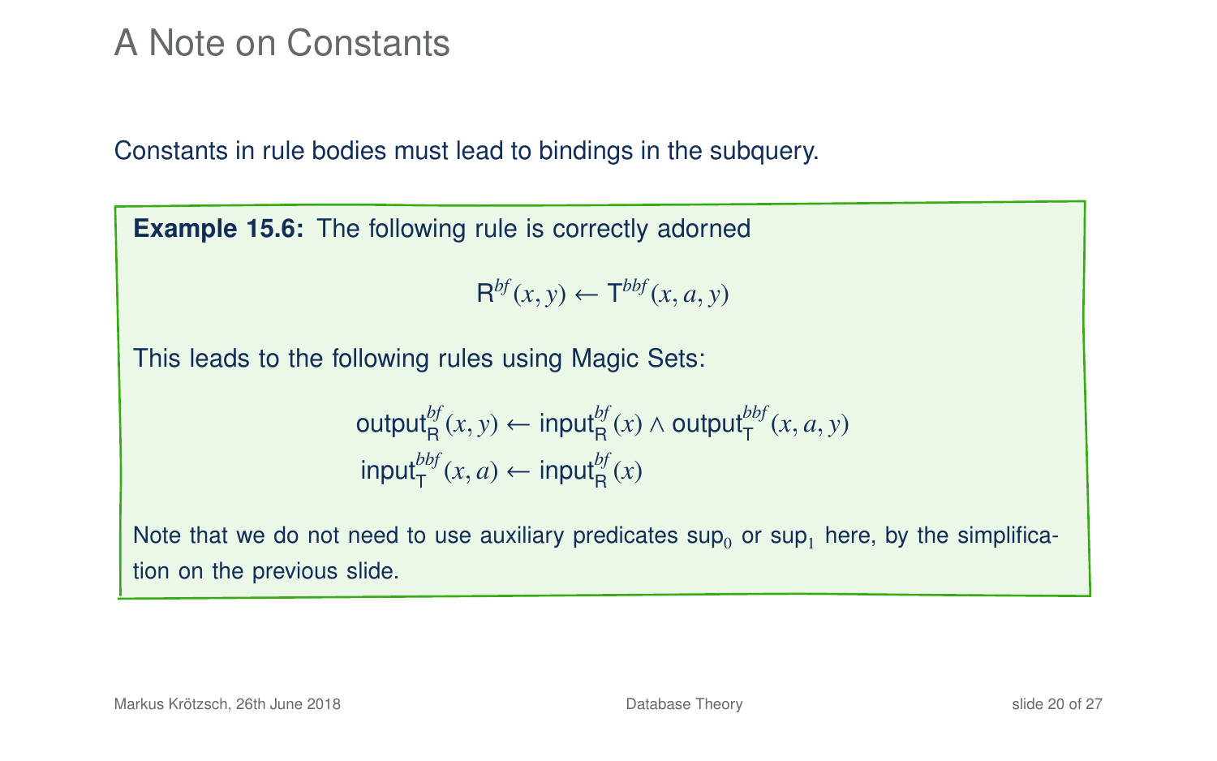# A Note on Constants

Constants in rule bodies must lead to bindings in the subquery.

**Example 15.6:** The following rule is correctly adorned

$$\mathsf{R}^{bf}(x, y) \leftarrow \mathsf{T}^{bbf}(x, a, y)$$

This leads to the following rules using Magic Sets:

$$\begin{aligned}
\mathsf{output}_{\mathsf{R}}^{bf}(x, y) &\leftarrow \mathsf{input}_{\mathsf{R}}^{bf}(x) \land \mathsf{output}_{\mathsf{T}}^{bbf}(x, a, y) \\
\mathsf{input}_{\mathsf{T}}^{bbf}(x, a) &\leftarrow \mathsf{input}_{\mathsf{R}}^{bf}(x)
\end{aligned}$$

Note that we do not need to use auxiliary predicates $\mathsf{sup}_0$ or $\mathsf{sup}_1$ here, by the simplification on the previous slide.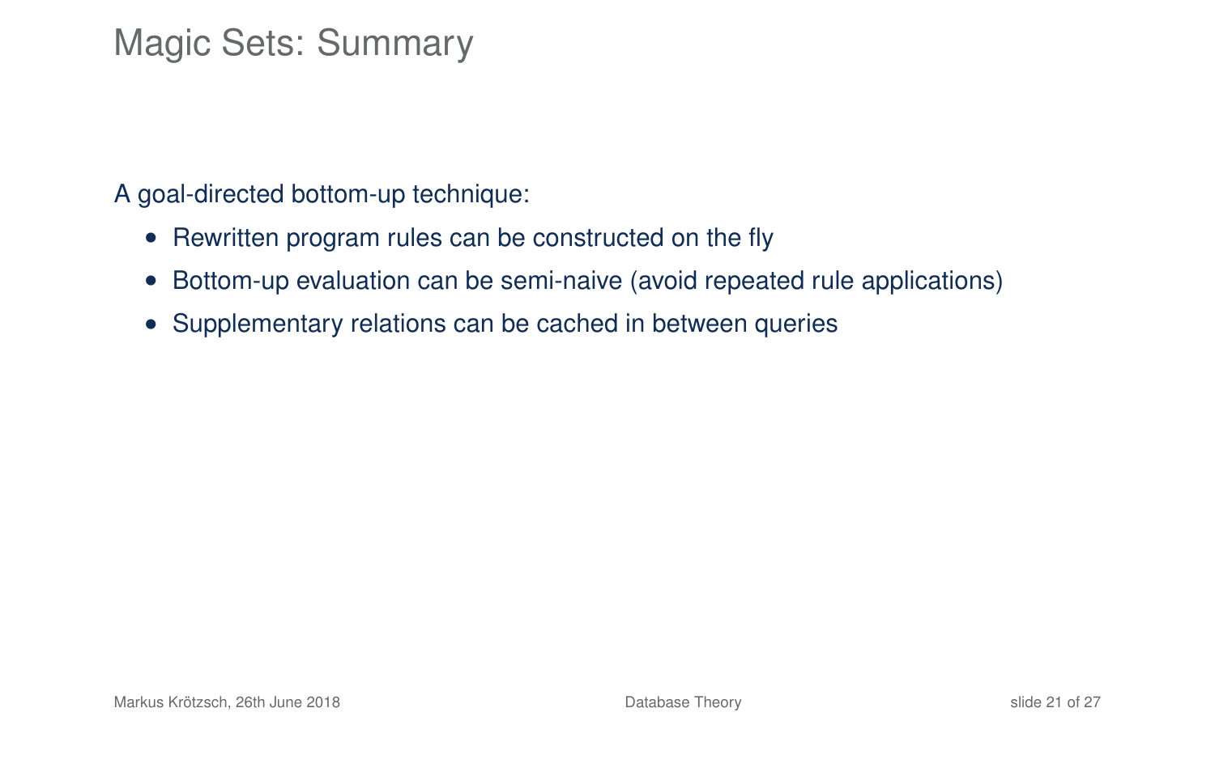# Magic Sets: Summary

A goal-directed bottom-up technique:

- Rewritten program rules can be constructed on the fly
- Bottom-up evaluation can be semi-naive (avoid repeated rule applications)
- Supplementary relations can be cached in between queries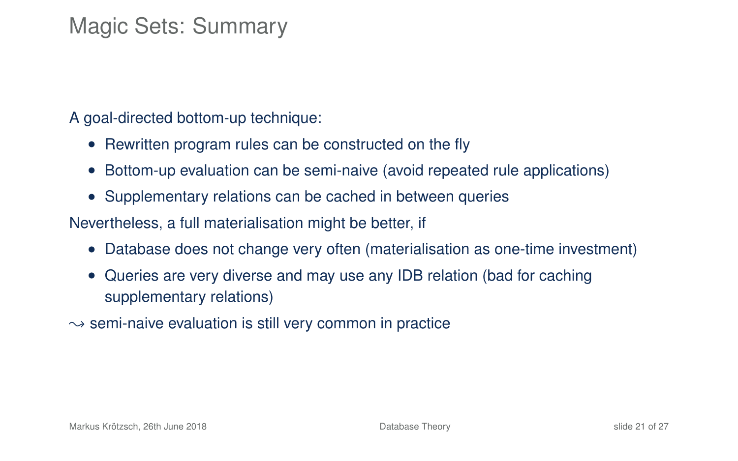# Magic Sets: Summary

A goal-directed bottom-up technique:

- Rewritten program rules can be constructed on the fly
- Bottom-up evaluation can be semi-naive (avoid repeated rule applications)
- Supplementary relations can be cached in between queries

Nevertheless, a full materialisation might be better, if

- Database does not change very often (materialisation as one-time investment)
- Queries are very diverse and may use any IDB relation (bad for caching supplementary relations)

$\leadsto$ semi-naive evaluation is still very common in practice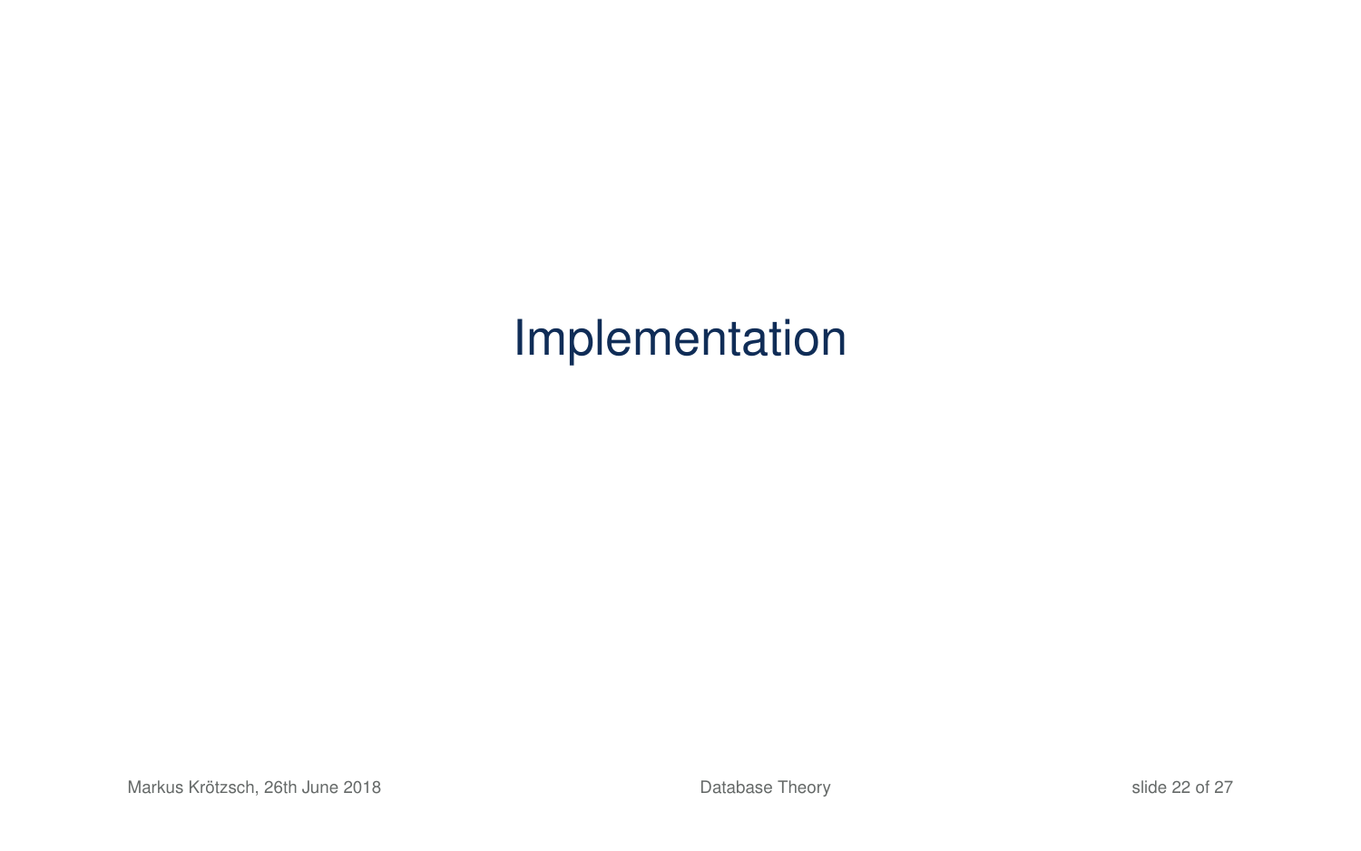# Implementation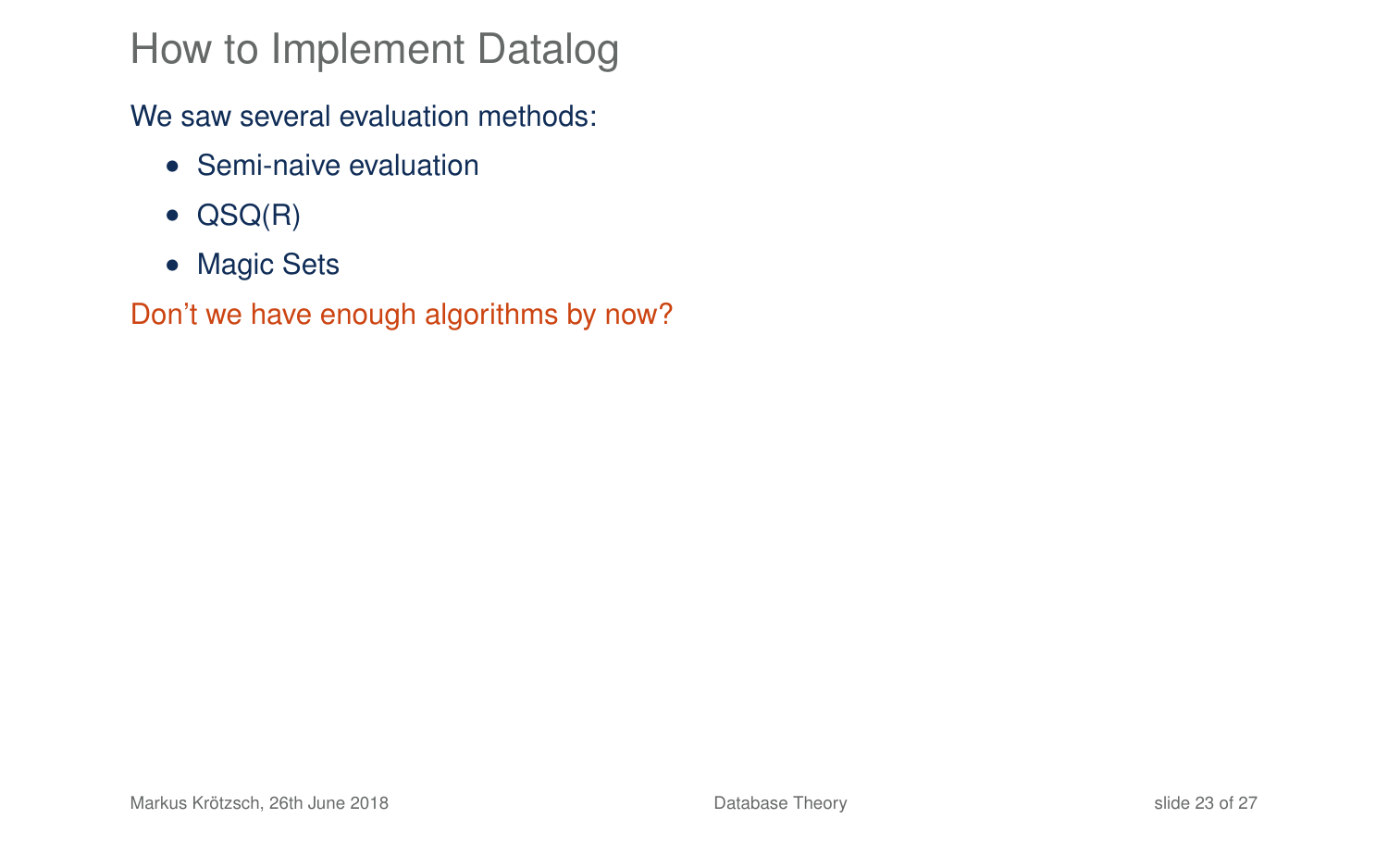# How to Implement Datalog

We saw several evaluation methods:

- Semi-naive evaluation
- QSQ(R)
- Magic Sets

Don't we have enough algorithms by now?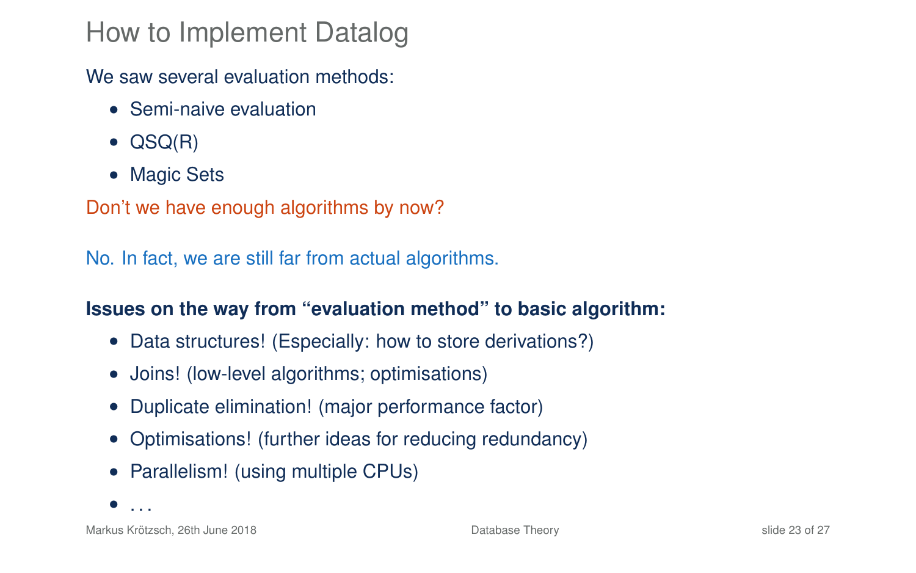# How to Implement Datalog

We saw several evaluation methods:

- Semi-naive evaluation
- QSQ(R)
- Magic Sets

Don't we have enough algorithms by now?

No. In fact, we are still far from actual algorithms.

**Issues on the way from "evaluation method" to basic algorithm:**

- Data structures! (Especially: how to store derivations?)
- Joins! (low-level algorithms; optimisations)
- Duplicate elimination! (major performance factor)
- Optimisations! (further ideas for reducing redundancy)
- Parallelism! (using multiple CPUs)
- ...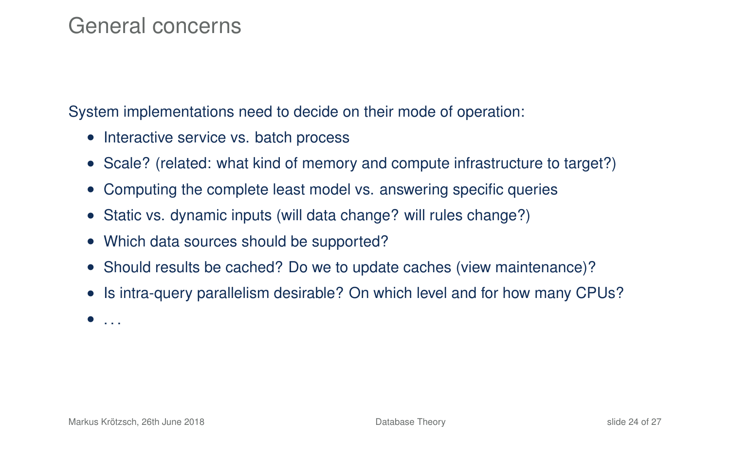# General concerns

System implementations need to decide on their mode of operation:

- Interactive service vs. batch process
- Scale? (related: what kind of memory and compute infrastructure to target?)
- Computing the complete least model vs. answering specific queries
- Static vs. dynamic inputs (will data change? will rules change?)
- Which data sources should be supported?
- Should results be cached? Do we to update caches (view maintenance)?
- Is intra-query parallelism desirable? On which level and for how many CPUs?
- ...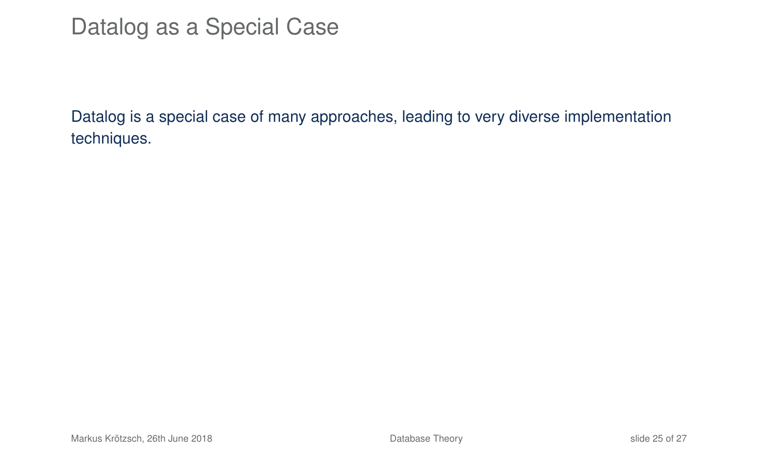# Datalog as a Special Case

Datalog is a special case of many approaches, leading to very diverse implementation techniques.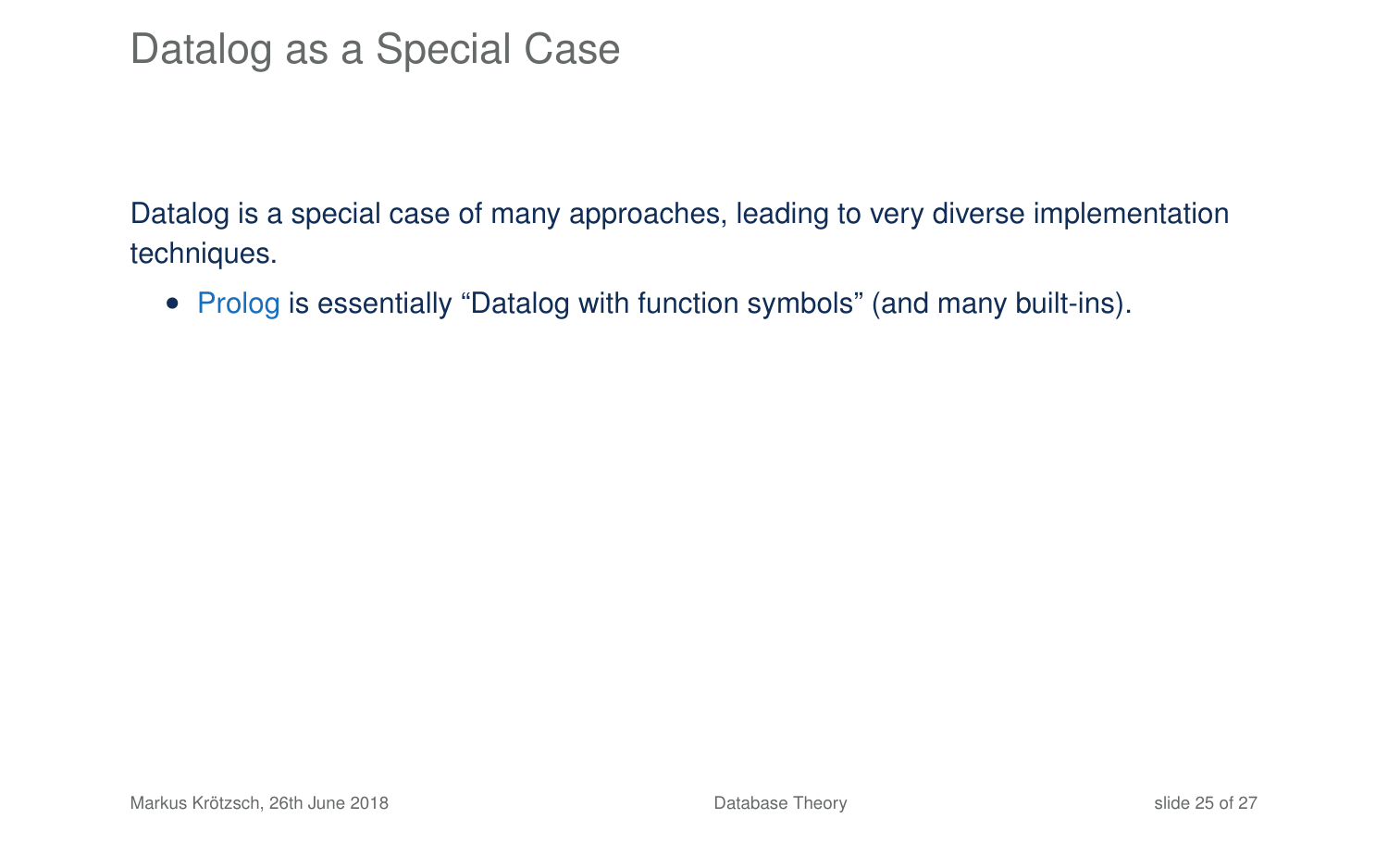# Datalog as a Special Case

Datalog is a special case of many approaches, leading to very diverse implementation techniques.

- Prolog is essentially “Datalog with function symbols” (and many built-ins).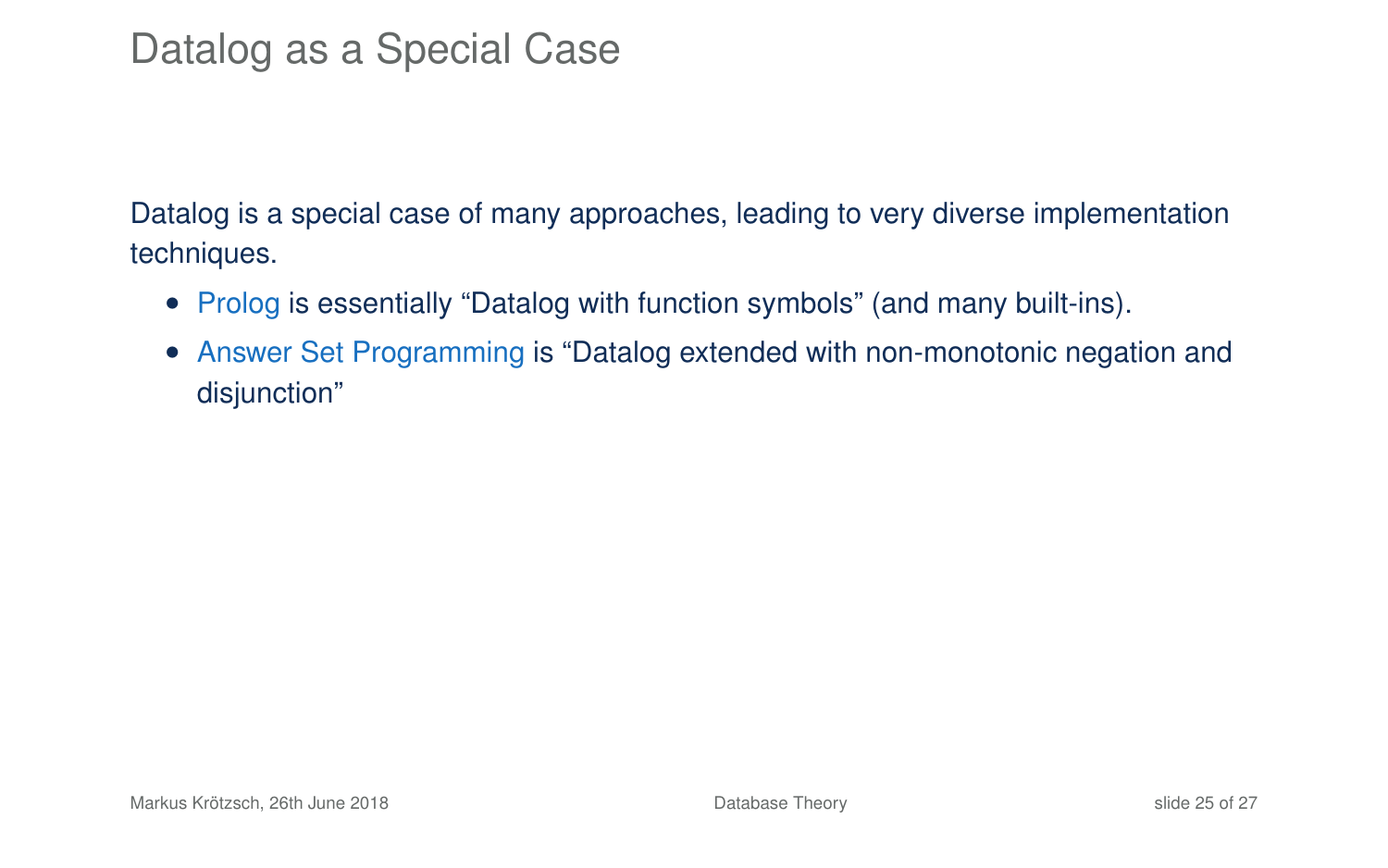# Datalog as a Special Case

Datalog is a special case of many approaches, leading to very diverse implementation techniques.

- Prolog is essentially “Datalog with function symbols” (and many built-ins).
- Answer Set Programming is “Datalog extended with non-monotonic negation and disjunction”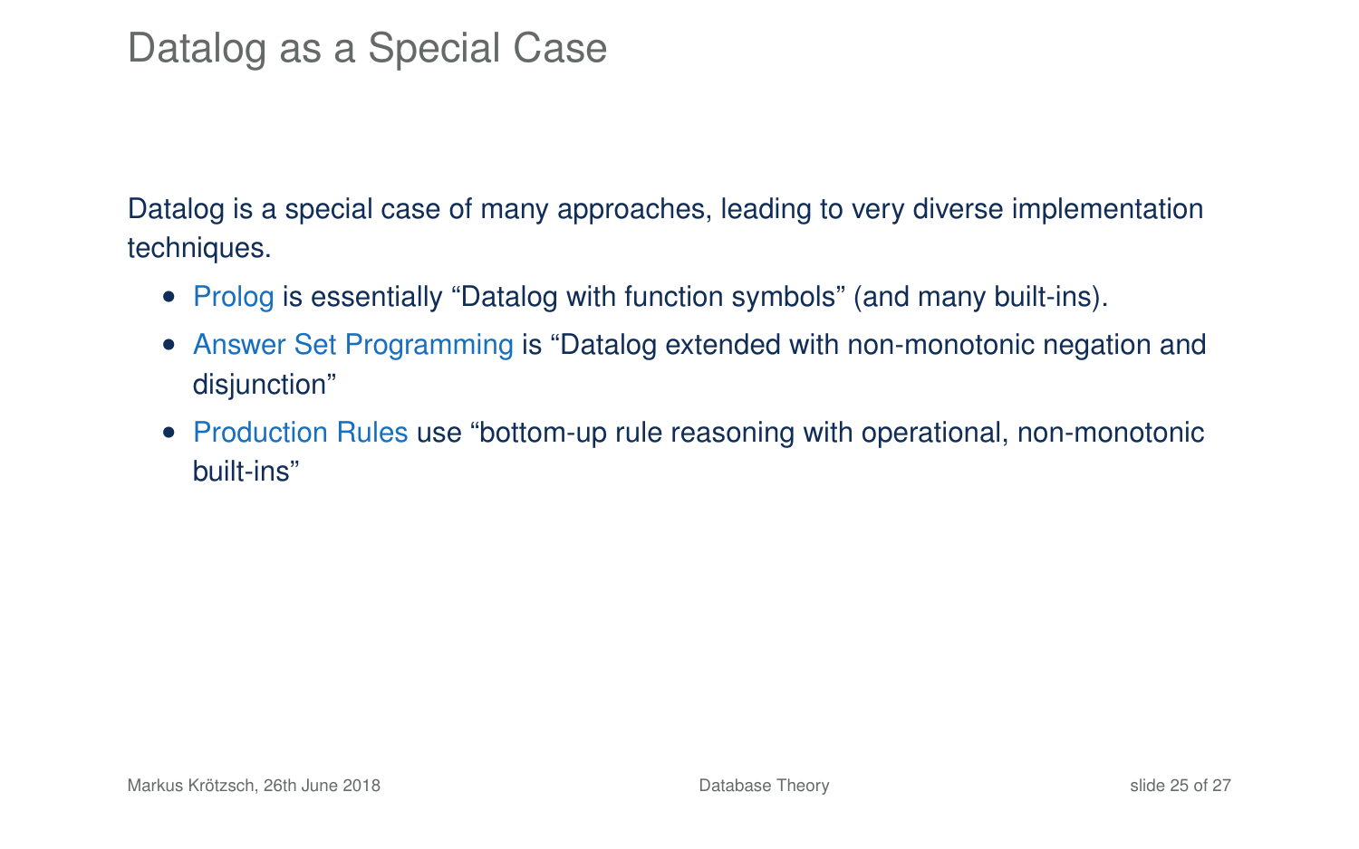# Datalog as a Special Case

Datalog is a special case of many approaches, leading to very diverse implementation techniques.

- Prolog is essentially “Datalog with function symbols” (and many built-ins).
- Answer Set Programming is “Datalog extended with non-monotonic negation and disjunction”
- Production Rules use “bottom-up rule reasoning with operational, non-monotonic built-ins”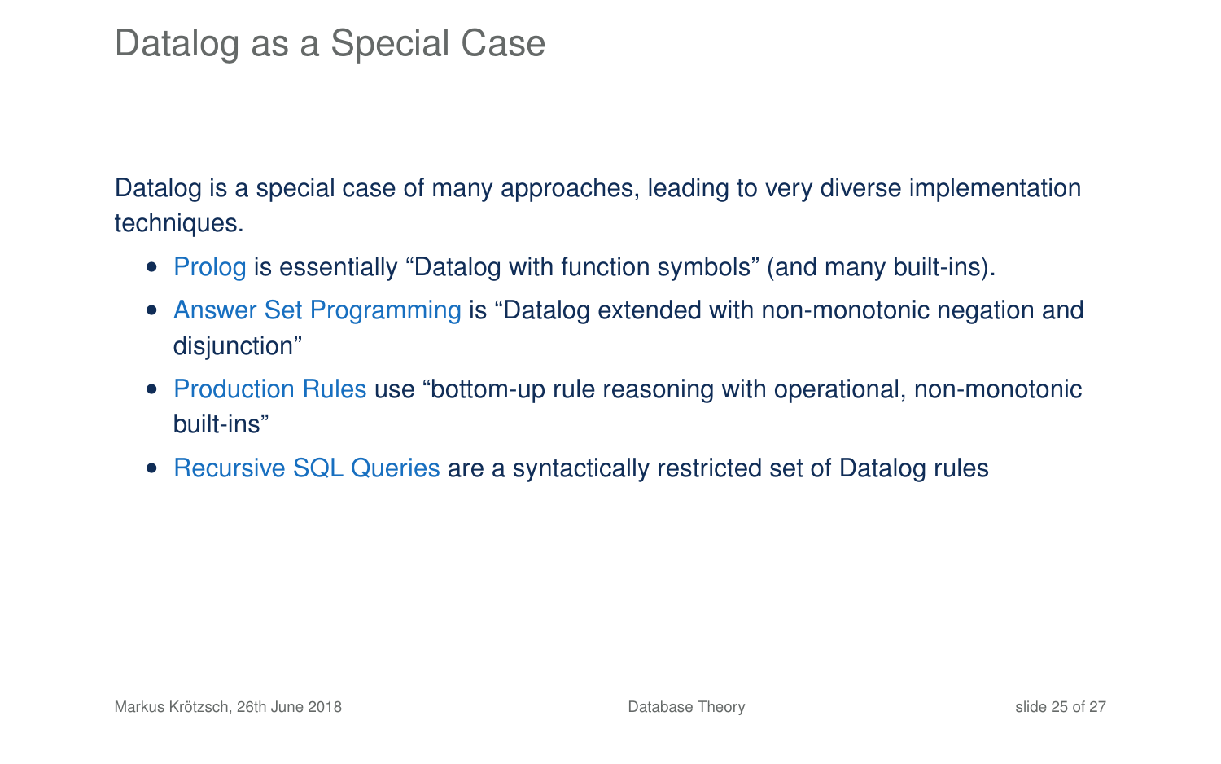# Datalog as a Special Case

Datalog is a special case of many approaches, leading to very diverse implementation techniques.

- Prolog is essentially “Datalog with function symbols” (and many built-ins).
- Answer Set Programming is “Datalog extended with non-monotonic negation and disjunction”
- Production Rules use “bottom-up rule reasoning with operational, non-monotonic built-ins”
- Recursive SQL Queries are a syntactically restricted set of Datalog rules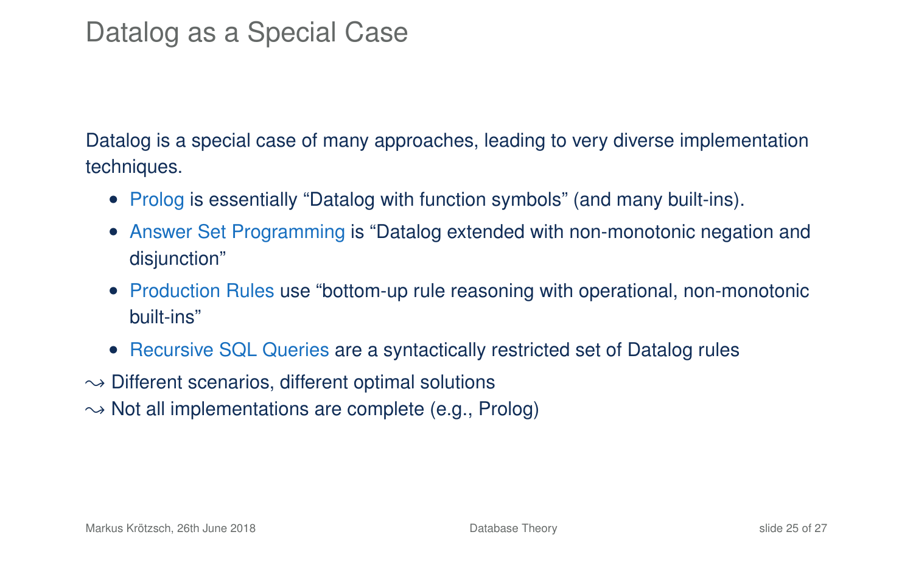# Datalog as a Special Case

Datalog is a special case of many approaches, leading to very diverse implementation techniques.

- Prolog is essentially "Datalog with function symbols" (and many built-ins).
- Answer Set Programming is "Datalog extended with non-monotonic negation and disjunction"
- Production Rules use "bottom-up rule reasoning with operational, non-monotonic built-ins"
- Recursive SQL Queries are a syntactically restricted set of Datalog rules

$\leadsto$ Different scenarios, different optimal solutions

$\leadsto$ Not all implementations are complete (e.g., Prolog)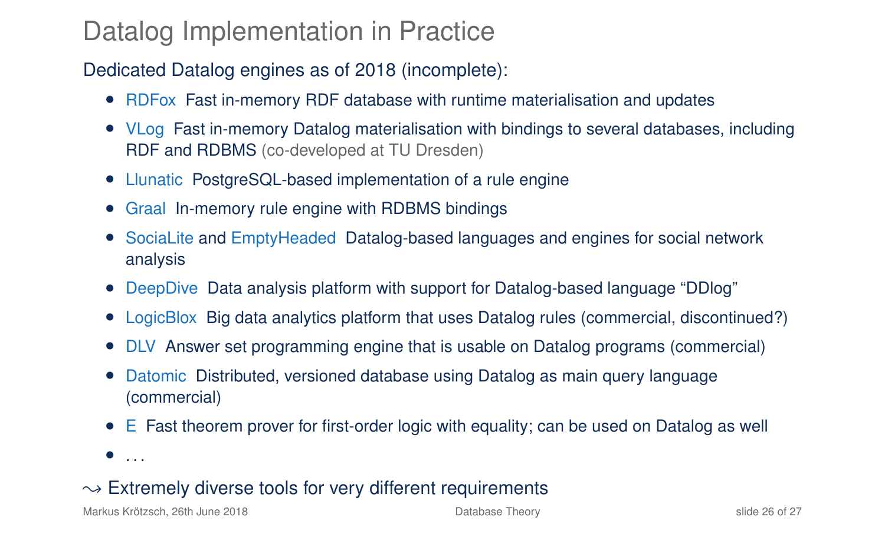# Datalog Implementation in Practice

Dedicated Datalog engines as of 2018 (incomplete):

- RDFox Fast in-memory RDF database with runtime materialisation and updates
- VLog Fast in-memory Datalog materialisation with bindings to several databases, including RDF and RDBMS (co-developed at TU Dresden)
- Llunatic PostgreSQL-based implementation of a rule engine
- Graal In-memory rule engine with RDBMS bindings
- SociaLite and EmptyHeaded Datalog-based languages and engines for social network analysis
- DeepDive Data analysis platform with support for Datalog-based language "DDlog"
- LogicBlox Big data analytics platform that uses Datalog rules (commercial, discontinued?)
- DLV Answer set programming engine that is usable on Datalog programs (commercial)
- Datomic Distributed, versioned database using Datalog as main query language (commercial)
- E Fast theorem prover for first-order logic with equality; can be used on Datalog as well
- ...

$\rightsquigarrow$ Extremely diverse tools for very different requirements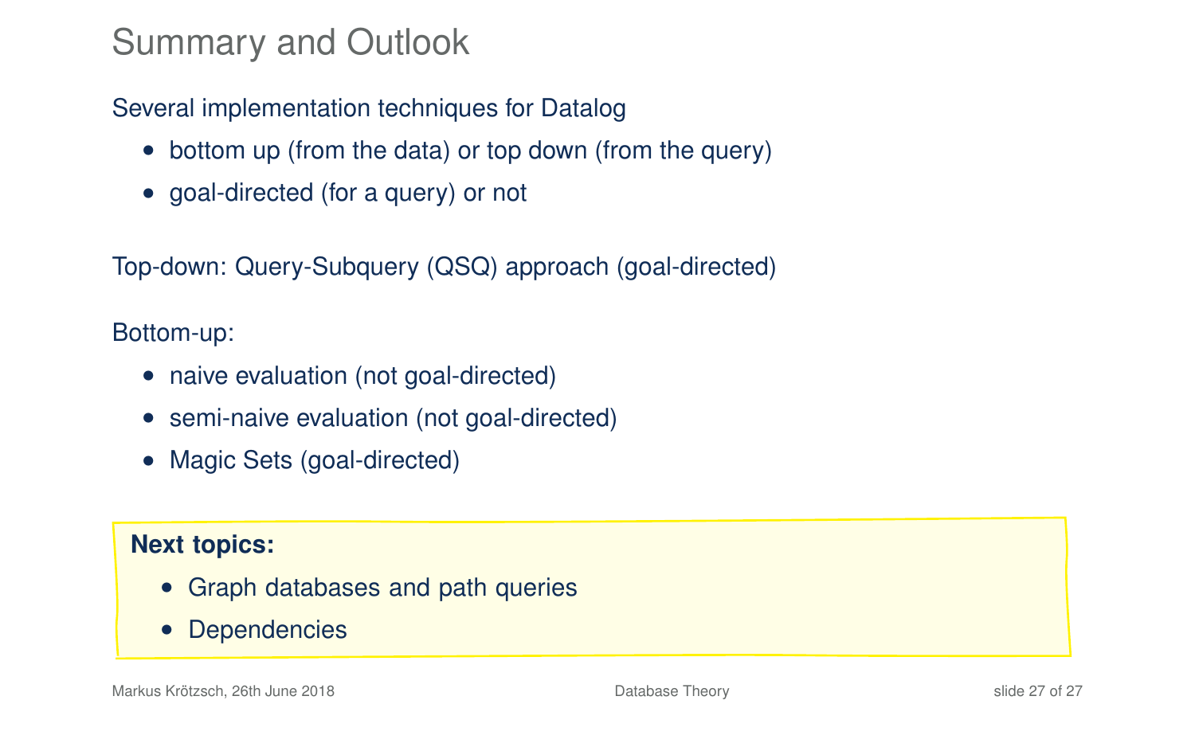# Summary and Outlook

Several implementation techniques for Datalog

- bottom up (from the data) or top down (from the query)
- goal-directed (for a query) or not

Top-down: Query-Subquery (QSQ) approach (goal-directed)

Bottom-up:

- naive evaluation (not goal-directed)
- semi-naive evaluation (not goal-directed)
- Magic Sets (goal-directed)

**Next topics:**

- Graph databases and path queries
- Dependencies